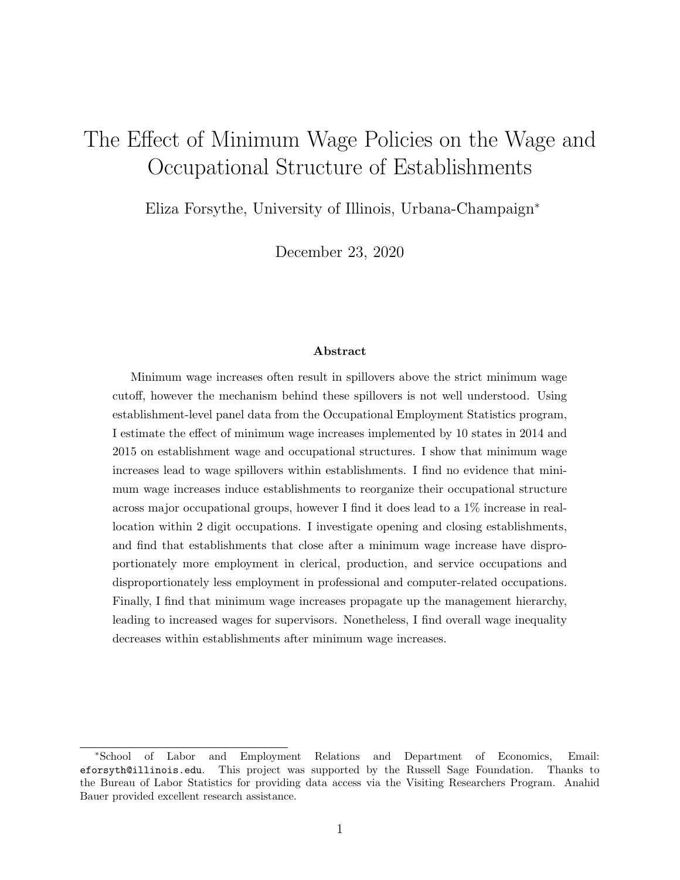# The Effect of Minimum Wage Policies on the Wage and Occupational Structure of Establishments

Eliza Forsythe, University of Illinois, Urbana-Champaign*

December 23, 2020

## Abstract

Minimum wage increases often result in spillovers above the strict minimum wage cutoff, however the mechanism behind these spillovers is not well understood. Using establishment-level panel data from the Occupational Employment Statistics program, I estimate the effect of minimum wage increases implemented by 10 states in 2014 and 2015 on establishment wage and occupational structures. I show that minimum wage increases lead to wage spillovers within establishments. I find no evidence that minimum wage increases induce establishments to reorganize their occupational structure across major occupational groups, however I find it does lead to a 1% increase in reallocation within 2 digit occupations. I investigate opening and closing establishments, and find that establishments that close after a minimum wage increase have disproportionately more employment in clerical, production, and service occupations and disproportionately less employment in professional and computer-related occupations. Finally, I find that minimum wage increases propagate up the management hierarchy, leading to increased wages for supervisors. Nonetheless, I find overall wage inequality decreases within establishments after minimum wage increases.

---

*School of Labor and Employment Relations and Department of Economics, Email: eforsyth@illinois.edu. This project was supported by the Russell Sage Foundation. Thanks to the Bureau of Labor Statistics for providing data access via the Visiting Researchers Program. Anahid Bauer provided excellent research assistance.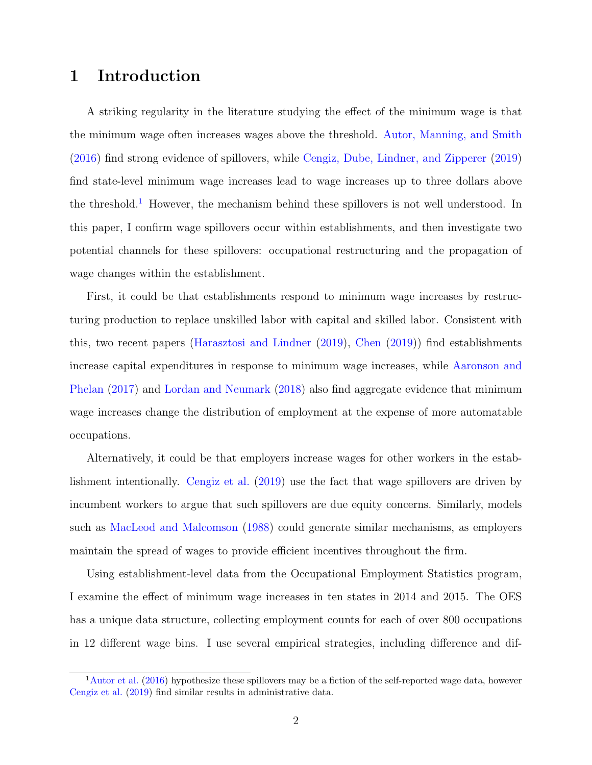# 1 Introduction

A striking regularity in the literature studying the effect of the minimum wage is that the minimum wage often increases wages above the threshold. Autor, Manning, and Smith (2016) find strong evidence of spillovers, while Cengiz, Dube, Lindner, and Zipperer (2019) find state-level minimum wage increases lead to wage increases up to three dollars above the threshold.[1] However, the mechanism behind these spillovers is not well understood. In this paper, I confirm wage spillovers occur within establishments, and then investigate two potential channels for these spillovers: occupational restructuring and the propagation of wage changes within the establishment.

First, it could be that establishments respond to minimum wage increases by restructuring production to replace unskilled labor with capital and skilled labor. Consistent with this, two recent papers (Harasztosi and Lindner (2019), Chen (2019)) find establishments increase capital expenditures in response to minimum wage increases, while Aaronson and Phelan (2017) and Lordan and Neumark (2018) also find aggregate evidence that minimum wage increases change the distribution of employment at the expense of more automatable occupations.

Alternatively, it could be that employers increase wages for other workers in the establishment intentionally. Cengiz et al. (2019) use the fact that wage spillovers are driven by incumbent workers to argue that such spillovers are due equity concerns. Similarly, models such as MacLeod and Malcomson (1988) could generate similar mechanisms, as employers maintain the spread of wages to provide efficient incentives throughout the firm.

Using establishment-level data from the Occupational Employment Statistics program, I examine the effect of minimum wage increases in ten states in 2014 and 2015. The OES has a unique data structure, collecting employment counts for each of over 800 occupations in 12 different wage bins. I use several empirical strategies, including difference and dif-

[1] Autor et al. (2016) hypothesize these spillovers may be a fiction of the self-reported wage data, however Cengiz et al. (2019) find similar results in administrative data.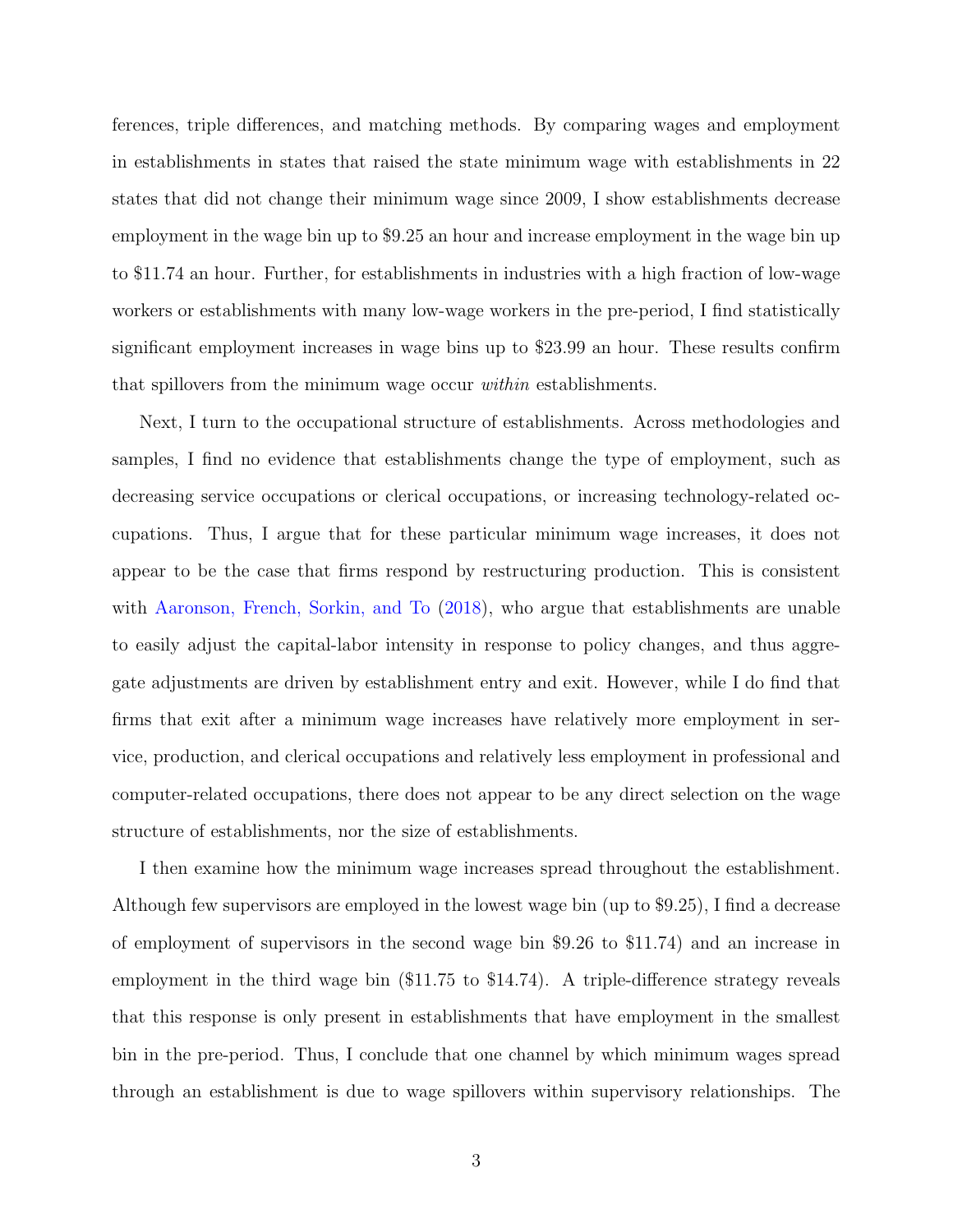ferences, triple differences, and matching methods. By comparing wages and employment in establishments in states that raised the state minimum wage with establishments in 22 states that did not change their minimum wage since 2009, I show establishments decrease employment in the wage bin up to $9.25 an hour and increase employment in the wage bin up to $11.74 an hour. Further, for establishments in industries with a high fraction of low-wage workers or establishments with many low-wage workers in the pre-period, I find statistically significant employment increases in wage bins up to $23.99 an hour. These results confirm that spillovers from the minimum wage occur *within* establishments.

Next, I turn to the occupational structure of establishments. Across methodologies and samples, I find no evidence that establishments change the type of employment, such as decreasing service occupations or clerical occupations, or increasing technology-related occupations. Thus, I argue that for these particular minimum wage increases, it does not appear to be the case that firms respond by restructuring production. This is consistent with Aaronson, French, Sorkin, and To (2018), who argue that establishments are unable to easily adjust the capital-labor intensity in response to policy changes, and thus aggregate adjustments are driven by establishment entry and exit. However, while I do find that firms that exit after a minimum wage increases have relatively more employment in service, production, and clerical occupations and relatively less employment in professional and computer-related occupations, there does not appear to be any direct selection on the wage structure of establishments, nor the size of establishments.

I then examine how the minimum wage increases spread throughout the establishment. Although few supervisors are employed in the lowest wage bin (up to $9.25), I find a decrease of employment of supervisors in the second wage bin $9.26 to $11.74) and an increase in employment in the third wage bin ($11.75 to $14.74). A triple-difference strategy reveals that this response is only present in establishments that have employment in the smallest bin in the pre-period. Thus, I conclude that one channel by which minimum wages spread through an establishment is due to wage spillovers within supervisory relationships. The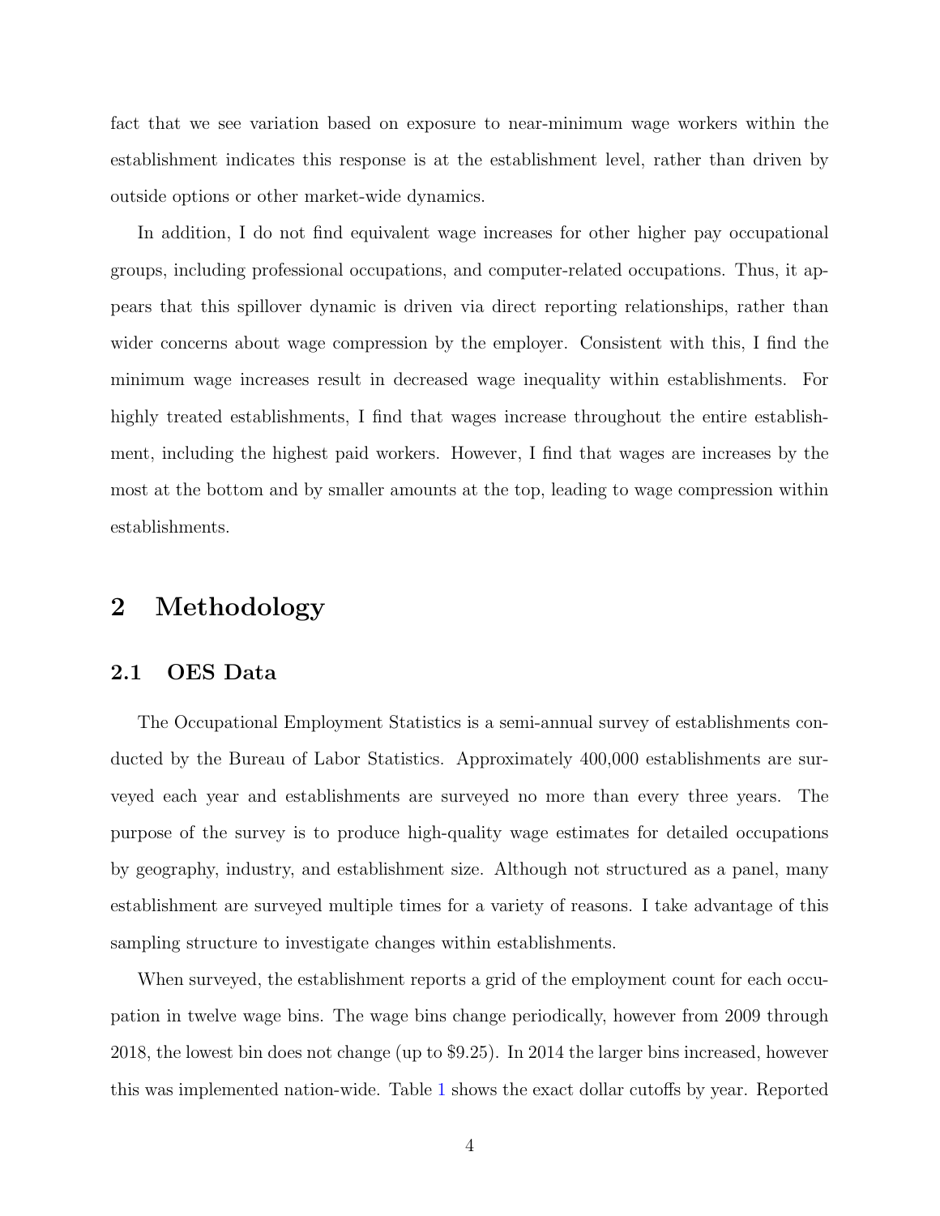fact that we see variation based on exposure to near-minimum wage workers within the establishment indicates this response is at the establishment level, rather than driven by outside options or other market-wide dynamics.

In addition, I do not find equivalent wage increases for other higher pay occupational groups, including professional occupations, and computer-related occupations. Thus, it appears that this spillover dynamic is driven via direct reporting relationships, rather than wider concerns about wage compression by the employer. Consistent with this, I find the minimum wage increases result in decreased wage inequality within establishments. For highly treated establishments, I find that wages increase throughout the entire establishment, including the highest paid workers. However, I find that wages are increases by the most at the bottom and by smaller amounts at the top, leading to wage compression within establishments.

# 2 Methodology

## 2.1 OES Data

The Occupational Employment Statistics is a semi-annual survey of establishments conducted by the Bureau of Labor Statistics. Approximately 400,000 establishments are surveyed each year and establishments are surveyed no more than every three years. The purpose of the survey is to produce high-quality wage estimates for detailed occupations by geography, industry, and establishment size. Although not structured as a panel, many establishment are surveyed multiple times for a variety of reasons. I take advantage of this sampling structure to investigate changes within establishments.

When surveyed, the establishment reports a grid of the employment count for each occupation in twelve wage bins. The wage bins change periodically, however from 2009 through 2018, the lowest bin does not change (up to $9.25). In 2014 the larger bins increased, however this was implemented nation-wide. Table 1 shows the exact dollar cutoffs by year. Reported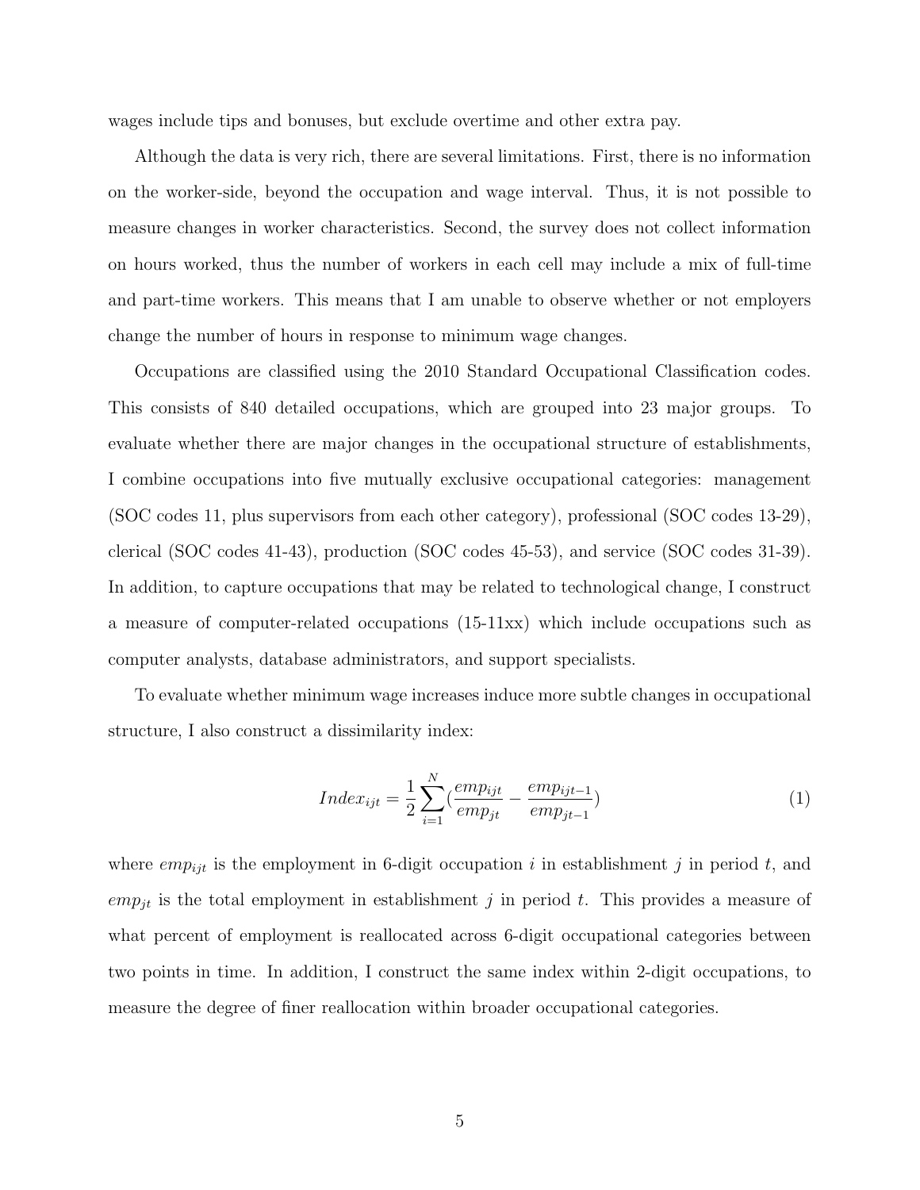wages include tips and bonuses, but exclude overtime and other extra pay.

Although the data is very rich, there are several limitations. First, there is no information on the worker-side, beyond the occupation and wage interval. Thus, it is not possible to measure changes in worker characteristics. Second, the survey does not collect information on hours worked, thus the number of workers in each cell may include a mix of full-time and part-time workers. This means that I am unable to observe whether or not employers change the number of hours in response to minimum wage changes.

Occupations are classified using the 2010 Standard Occupational Classification codes. This consists of 840 detailed occupations, which are grouped into 23 major groups. To evaluate whether there are major changes in the occupational structure of establishments, I combine occupations into five mutually exclusive occupational categories: management (SOC codes 11, plus supervisors from each other category), professional (SOC codes 13-29), clerical (SOC codes 41-43), production (SOC codes 45-53), and service (SOC codes 31-39). In addition, to capture occupations that may be related to technological change, I construct a measure of computer-related occupations (15-11xx) which include occupations such as computer analysts, database administrators, and support specialists.

To evaluate whether minimum wage increases induce more subtle changes in occupational structure, I also construct a dissimilarity index:

$$Index_{ijt} = \frac{1}{2}\sum_{i=1}^{N}\left(\frac{emp_{ijt}}{emp_{jt}} - \frac{emp_{ijt-1}}{emp_{jt-1}}\right) \tag{1}$$

where $emp_{ijt}$ is the employment in 6-digit occupation $i$ in establishment $j$ in period $t$, and $emp_{jt}$ is the total employment in establishment $j$ in period $t$. This provides a measure of what percent of employment is reallocated across 6-digit occupational categories between two points in time. In addition, I construct the same index within 2-digit occupations, to measure the degree of finer reallocation within broader occupational categories.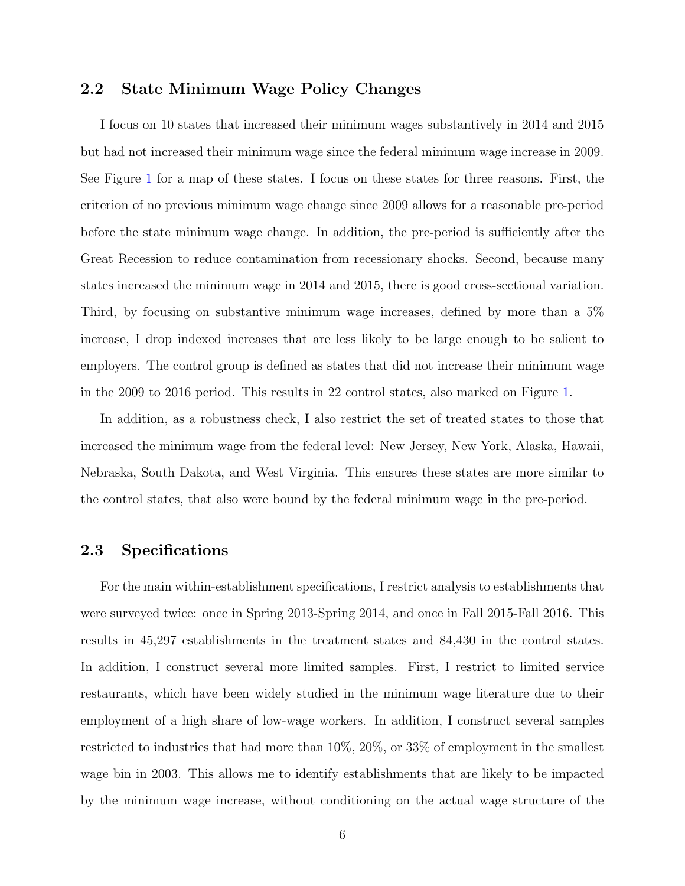## 2.2 State Minimum Wage Policy Changes

I focus on 10 states that increased their minimum wages substantively in 2014 and 2015 but had not increased their minimum wage since the federal minimum wage increase in 2009. See Figure 1 for a map of these states. I focus on these states for three reasons. First, the criterion of no previous minimum wage change since 2009 allows for a reasonable pre-period before the state minimum wage change. In addition, the pre-period is sufficiently after the Great Recession to reduce contamination from recessionary shocks. Second, because many states increased the minimum wage in 2014 and 2015, there is good cross-sectional variation. Third, by focusing on substantive minimum wage increases, defined by more than a 5% increase, I drop indexed increases that are less likely to be large enough to be salient to employers. The control group is defined as states that did not increase their minimum wage in the 2009 to 2016 period. This results in 22 control states, also marked on Figure 1.

In addition, as a robustness check, I also restrict the set of treated states to those that increased the minimum wage from the federal level: New Jersey, New York, Alaska, Hawaii, Nebraska, South Dakota, and West Virginia. This ensures these states are more similar to the control states, that also were bound by the federal minimum wage in the pre-period.

## 2.3 Specifications

For the main within-establishment specifications, I restrict analysis to establishments that were surveyed twice: once in Spring 2013-Spring 2014, and once in Fall 2015-Fall 2016. This results in 45,297 establishments in the treatment states and 84,430 in the control states. In addition, I construct several more limited samples. First, I restrict to limited service restaurants, which have been widely studied in the minimum wage literature due to their employment of a high share of low-wage workers. In addition, I construct several samples restricted to industries that had more than 10%, 20%, or 33% of employment in the smallest wage bin in 2003. This allows me to identify establishments that are likely to be impacted by the minimum wage increase, without conditioning on the actual wage structure of the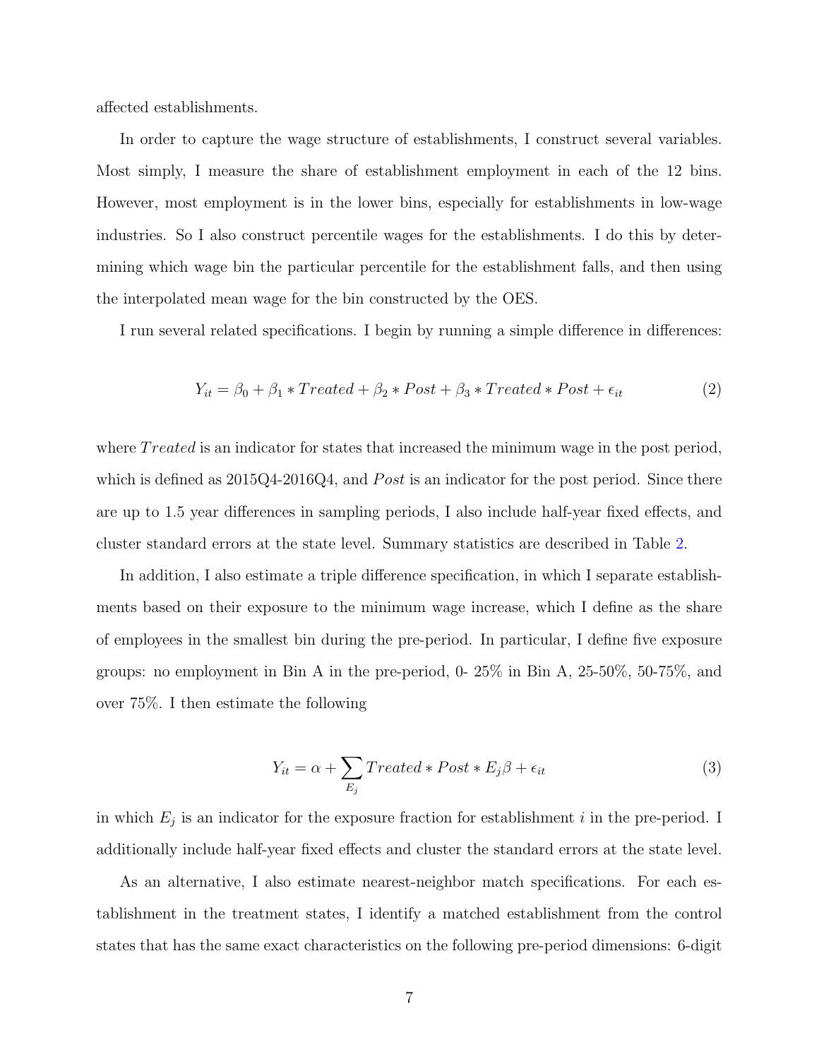affected establishments.

In order to capture the wage structure of establishments, I construct several variables. Most simply, I measure the share of establishment employment in each of the 12 bins. However, most employment is in the lower bins, especially for establishments in low-wage industries. So I also construct percentile wages for the establishments. I do this by determining which wage bin the particular percentile for the establishment falls, and then using the interpolated mean wage for the bin constructed by the OES.

I run several related specifications. I begin by running a simple difference in differences:

$$Y_{it} = \beta_0 + \beta_1 * Treated + \beta_2 * Post + \beta_3 * Treated * Post + \epsilon_{it} \tag{2}$$

where $Treated$ is an indicator for states that increased the minimum wage in the post period, which is defined as 2015Q4-2016Q4, and $Post$ is an indicator for the post period. Since there are up to 1.5 year differences in sampling periods, I also include half-year fixed effects, and cluster standard errors at the state level. Summary statistics are described in Table 2.

In addition, I also estimate a triple difference specification, in which I separate establishments based on their exposure to the minimum wage increase, which I define as the share of employees in the smallest bin during the pre-period. In particular, I define five exposure groups: no employment in Bin A in the pre-period, 0- 25% in Bin A, 25-50%, 50-75%, and over 75%. I then estimate the following

$$Y_{it} = \alpha + \sum_{E_j} Treated * Post * E_j \beta + \epsilon_{it} \tag{3}$$

in which $E_j$ is an indicator for the exposure fraction for establishment $i$ in the pre-period. I additionally include half-year fixed effects and cluster the standard errors at the state level.

As an alternative, I also estimate nearest-neighbor match specifications. For each establishment in the treatment states, I identify a matched establishment from the control states that has the same exact characteristics on the following pre-period dimensions: 6-digit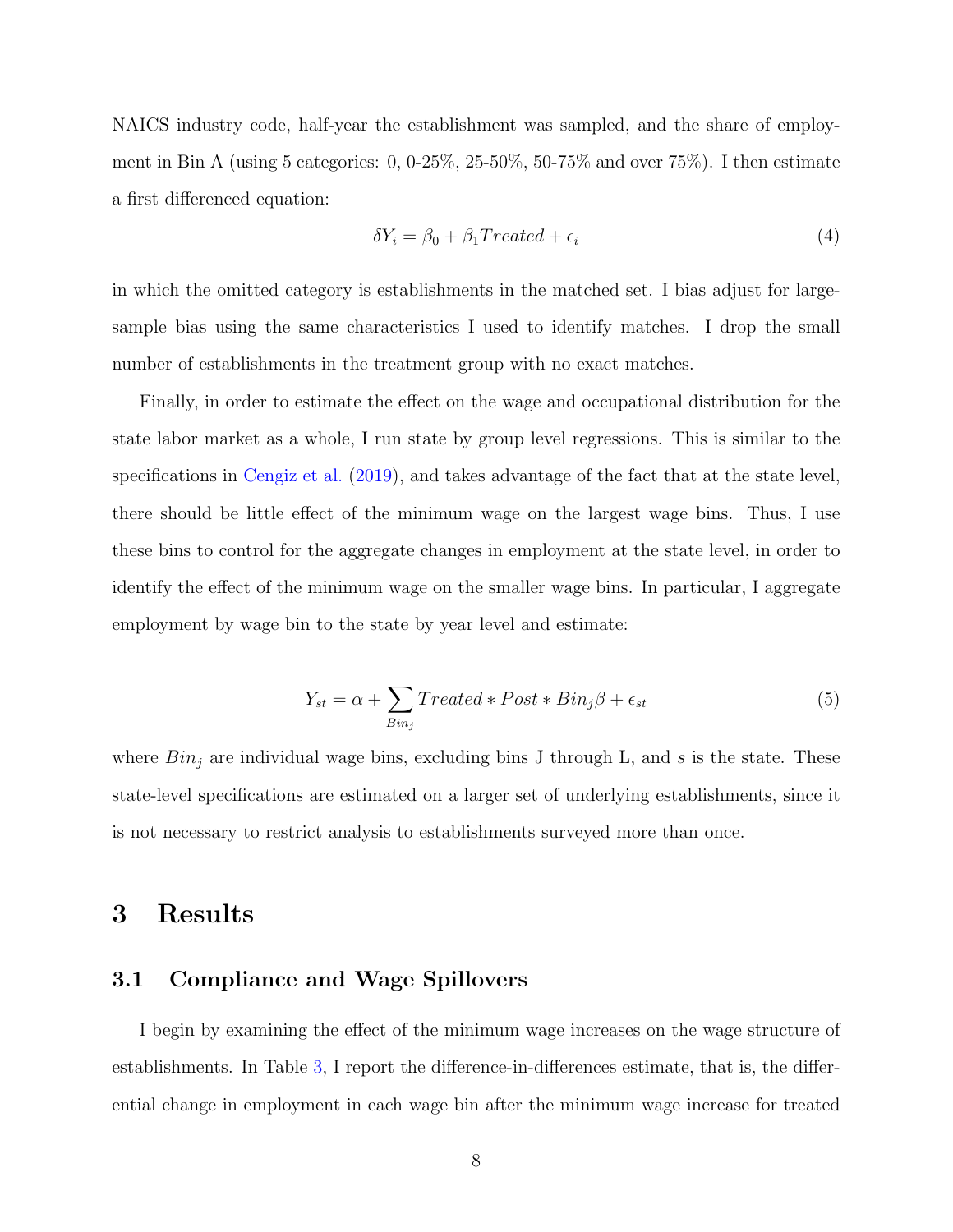NAICS industry code, half-year the establishment was sampled, and the share of employment in Bin A (using 5 categories: 0, 0-25%, 25-50%, 50-75% and over 75%). I then estimate a first differenced equation:

$$\delta Y_i = \beta_0 + \beta_1 Treated + \epsilon_i \tag{4}$$

in which the omitted category is establishments in the matched set. I bias adjust for large-sample bias using the same characteristics I used to identify matches. I drop the small number of establishments in the treatment group with no exact matches.

Finally, in order to estimate the effect on the wage and occupational distribution for the state labor market as a whole, I run state by group level regressions. This is similar to the specifications in Cengiz et al. (2019), and takes advantage of the fact that at the state level, there should be little effect of the minimum wage on the largest wage bins. Thus, I use these bins to control for the aggregate changes in employment at the state level, in order to identify the effect of the minimum wage on the smaller wage bins. In particular, I aggregate employment by wage bin to the state by year level and estimate:

$$Y_{st} = \alpha + \sum_{Bin_j} Treated * Post * Bin_j \beta + \epsilon_{st} \tag{5}$$

where $Bin_j$ are individual wage bins, excluding bins J through L, and $s$ is the state. These state-level specifications are estimated on a larger set of underlying establishments, since it is not necessary to restrict analysis to establishments surveyed more than once.

# 3 Results

## 3.1 Compliance and Wage Spillovers

I begin by examining the effect of the minimum wage increases on the wage structure of establishments. In Table 3, I report the difference-in-differences estimate, that is, the differential change in employment in each wage bin after the minimum wage increase for treated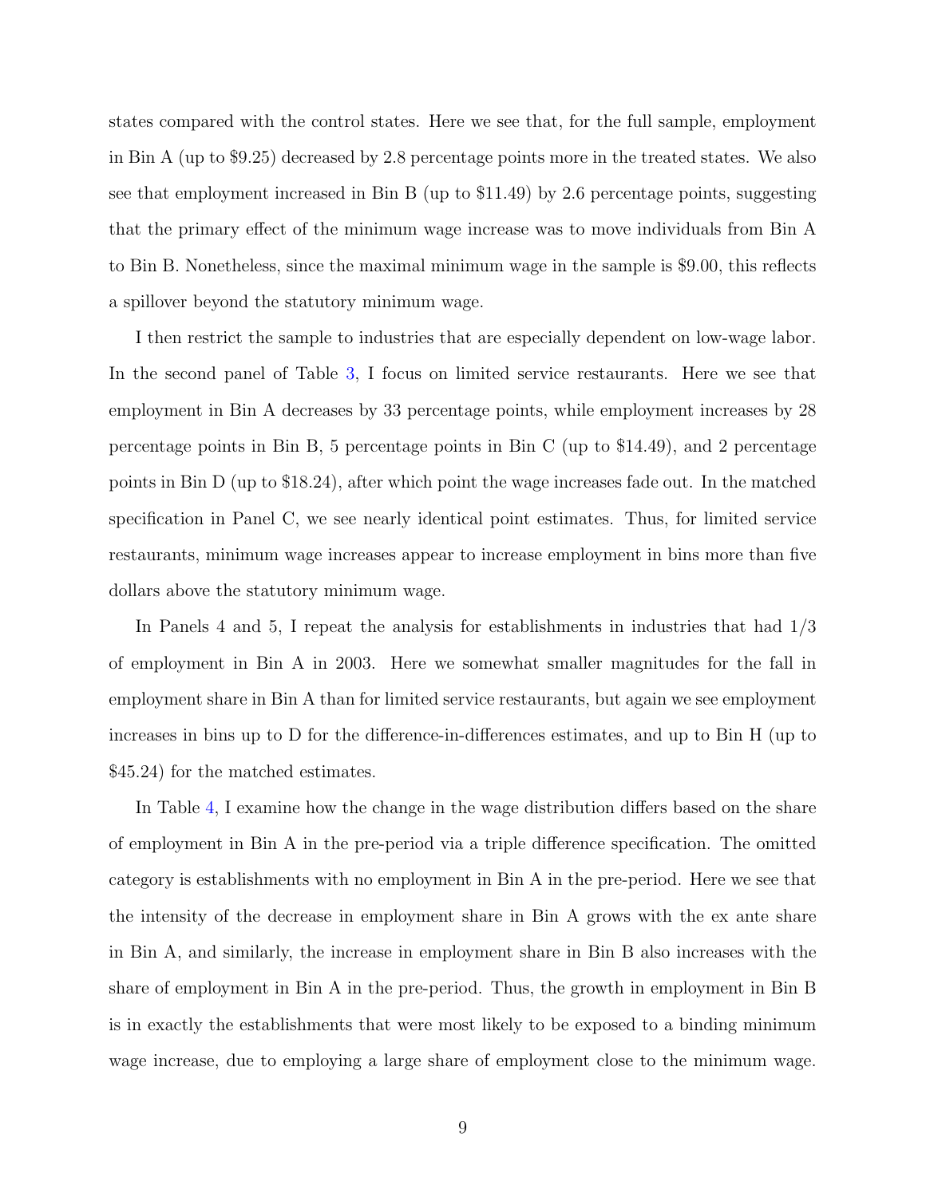states compared with the control states. Here we see that, for the full sample, employment in Bin A (up to $9.25) decreased by 2.8 percentage points more in the treated states. We also see that employment increased in Bin B (up to $11.49) by 2.6 percentage points, suggesting that the primary effect of the minimum wage increase was to move individuals from Bin A to Bin B. Nonetheless, since the maximal minimum wage in the sample is $9.00, this reflects a spillover beyond the statutory minimum wage.

I then restrict the sample to industries that are especially dependent on low-wage labor. In the second panel of Table 3, I focus on limited service restaurants. Here we see that employment in Bin A decreases by 33 percentage points, while employment increases by 28 percentage points in Bin B, 5 percentage points in Bin C (up to $14.49), and 2 percentage points in Bin D (up to $18.24), after which point the wage increases fade out. In the matched specification in Panel C, we see nearly identical point estimates. Thus, for limited service restaurants, minimum wage increases appear to increase employment in bins more than five dollars above the statutory minimum wage.

In Panels 4 and 5, I repeat the analysis for establishments in industries that had 1/3 of employment in Bin A in 2003. Here we somewhat smaller magnitudes for the fall in employment share in Bin A than for limited service restaurants, but again we see employment increases in bins up to D for the difference-in-differences estimates, and up to Bin H (up to $45.24) for the matched estimates.

In Table 4, I examine how the change in the wage distribution differs based on the share of employment in Bin A in the pre-period via a triple difference specification. The omitted category is establishments with no employment in Bin A in the pre-period. Here we see that the intensity of the decrease in employment share in Bin A grows with the ex ante share in Bin A, and similarly, the increase in employment share in Bin B also increases with the share of employment in Bin A in the pre-period. Thus, the growth in employment in Bin B is in exactly the establishments that were most likely to be exposed to a binding minimum wage increase, due to employing a large share of employment close to the minimum wage.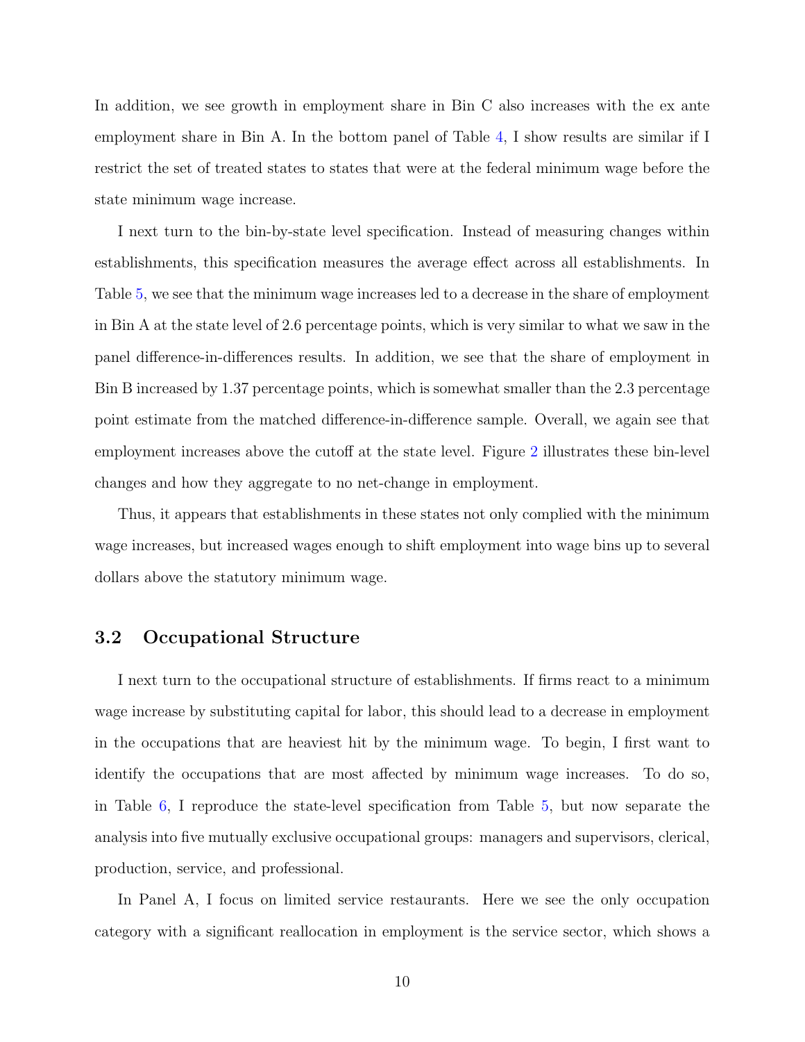In addition, we see growth in employment share in Bin C also increases with the ex ante employment share in Bin A. In the bottom panel of Table 4, I show results are similar if I restrict the set of treated states to states that were at the federal minimum wage before the state minimum wage increase.

I next turn to the bin-by-state level specification. Instead of measuring changes within establishments, this specification measures the average effect across all establishments. In Table 5, we see that the minimum wage increases led to a decrease in the share of employment in Bin A at the state level of 2.6 percentage points, which is very similar to what we saw in the panel difference-in-differences results. In addition, we see that the share of employment in Bin B increased by 1.37 percentage points, which is somewhat smaller than the 2.3 percentage point estimate from the matched difference-in-difference sample. Overall, we again see that employment increases above the cutoff at the state level. Figure 2 illustrates these bin-level changes and how they aggregate to no net-change in employment.

Thus, it appears that establishments in these states not only complied with the minimum wage increases, but increased wages enough to shift employment into wage bins up to several dollars above the statutory minimum wage.

## 3.2 Occupational Structure

I next turn to the occupational structure of establishments. If firms react to a minimum wage increase by substituting capital for labor, this should lead to a decrease in employment in the occupations that are heaviest hit by the minimum wage. To begin, I first want to identify the occupations that are most affected by minimum wage increases. To do so, in Table 6, I reproduce the state-level specification from Table 5, but now separate the analysis into five mutually exclusive occupational groups: managers and supervisors, clerical, production, service, and professional.

In Panel A, I focus on limited service restaurants. Here we see the only occupation category with a significant reallocation in employment is the service sector, which shows a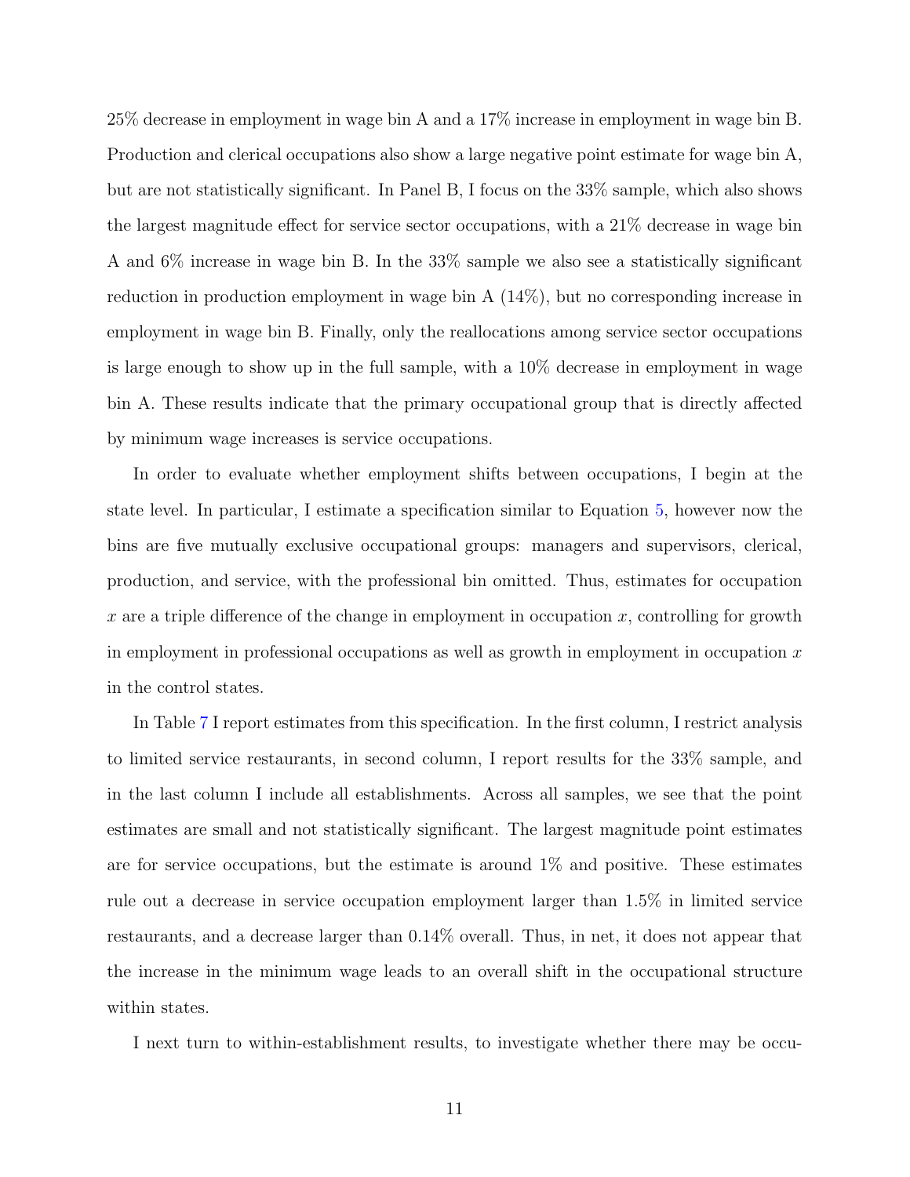25% decrease in employment in wage bin A and a 17% increase in employment in wage bin B. Production and clerical occupations also show a large negative point estimate for wage bin A, but are not statistically significant. In Panel B, I focus on the 33% sample, which also shows the largest magnitude effect for service sector occupations, with a 21% decrease in wage bin A and 6% increase in wage bin B. In the 33% sample we also see a statistically significant reduction in production employment in wage bin A (14%), but no corresponding increase in employment in wage bin B. Finally, only the reallocations among service sector occupations is large enough to show up in the full sample, with a 10% decrease in employment in wage bin A. These results indicate that the primary occupational group that is directly affected by minimum wage increases is service occupations.

In order to evaluate whether employment shifts between occupations, I begin at the state level. In particular, I estimate a specification similar to Equation 5, however now the bins are five mutually exclusive occupational groups: managers and supervisors, clerical, production, and service, with the professional bin omitted. Thus, estimates for occupation $x$ are a triple difference of the change in employment in occupation $x$, controlling for growth in employment in professional occupations as well as growth in employment in occupation $x$ in the control states.

In Table 7 I report estimates from this specification. In the first column, I restrict analysis to limited service restaurants, in second column, I report results for the 33% sample, and in the last column I include all establishments. Across all samples, we see that the point estimates are small and not statistically significant. The largest magnitude point estimates are for service occupations, but the estimate is around 1% and positive. These estimates rule out a decrease in service occupation employment larger than 1.5% in limited service restaurants, and a decrease larger than 0.14% overall. Thus, in net, it does not appear that the increase in the minimum wage leads to an overall shift in the occupational structure within states.

I next turn to within-establishment results, to investigate whether there may be occu-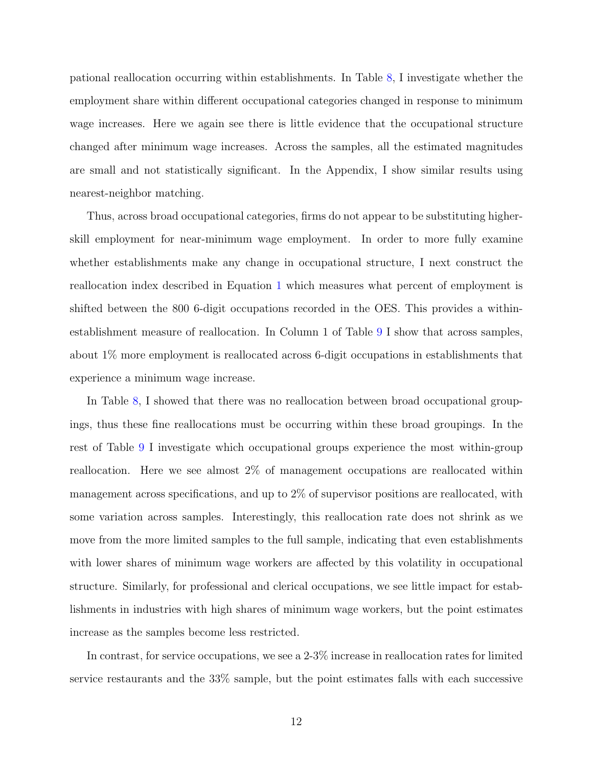pational reallocation occurring within establishments. In Table 8, I investigate whether the employment share within different occupational categories changed in response to minimum wage increases. Here we again see there is little evidence that the occupational structure changed after minimum wage increases. Across the samples, all the estimated magnitudes are small and not statistically significant. In the Appendix, I show similar results using nearest-neighbor matching.

Thus, across broad occupational categories, firms do not appear to be substituting higher-skill employment for near-minimum wage employment. In order to more fully examine whether establishments make any change in occupational structure, I next construct the reallocation index described in Equation 1 which measures what percent of employment is shifted between the 800 6-digit occupations recorded in the OES. This provides a within-establishment measure of reallocation. In Column 1 of Table 9 I show that across samples, about 1% more employment is reallocated across 6-digit occupations in establishments that experience a minimum wage increase.

In Table 8, I showed that there was no reallocation between broad occupational groupings, thus these fine reallocations must be occurring within these broad groupings. In the rest of Table 9 I investigate which occupational groups experience the most within-group reallocation. Here we see almost 2% of management occupations are reallocated within management across specifications, and up to 2% of supervisor positions are reallocated, with some variation across samples. Interestingly, this reallocation rate does not shrink as we move from the more limited samples to the full sample, indicating that even establishments with lower shares of minimum wage workers are affected by this volatility in occupational structure. Similarly, for professional and clerical occupations, we see little impact for establishments in industries with high shares of minimum wage workers, but the point estimates increase as the samples become less restricted.

In contrast, for service occupations, we see a 2-3% increase in reallocation rates for limited service restaurants and the 33% sample, but the point estimates falls with each successive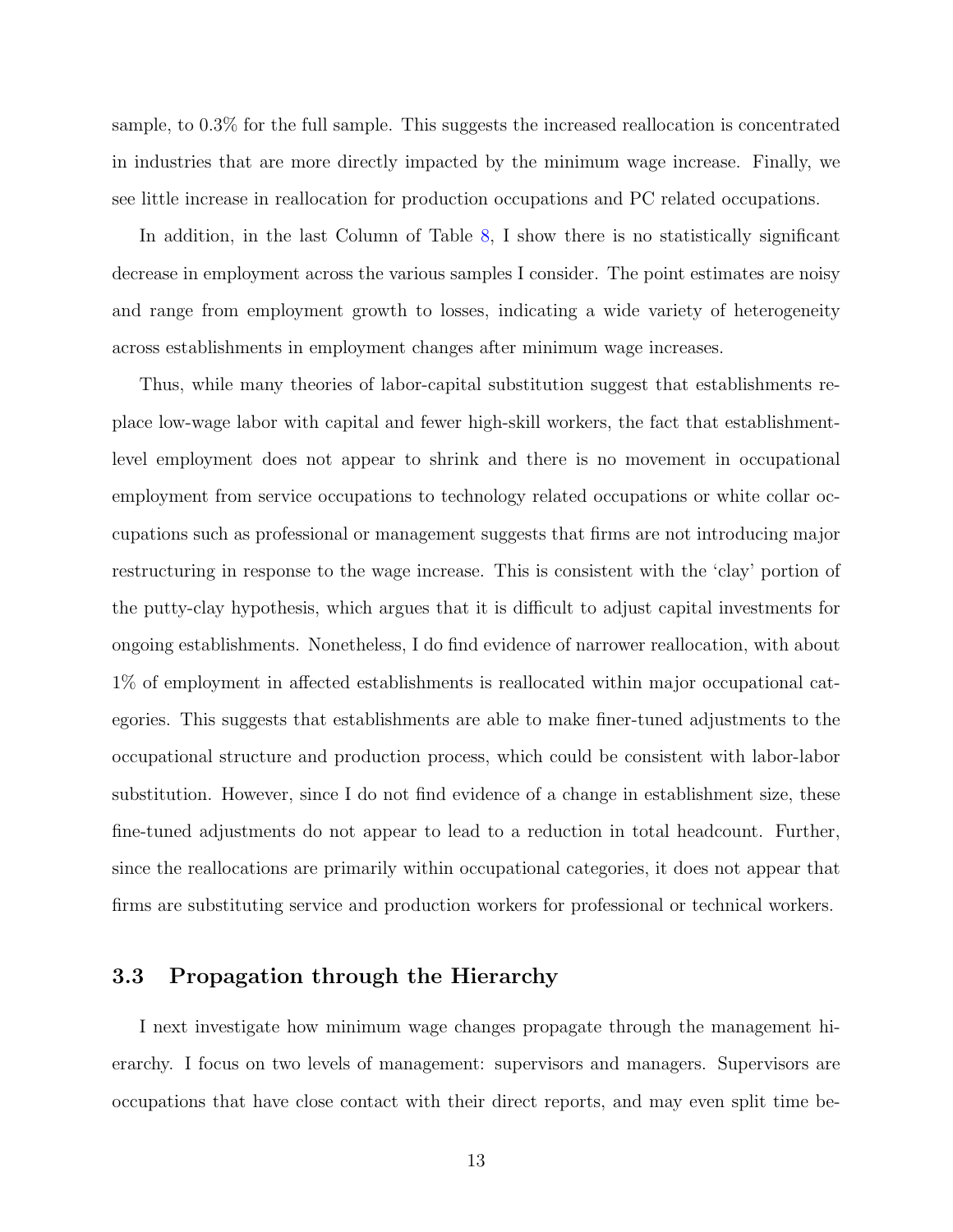sample, to 0.3% for the full sample. This suggests the increased reallocation is concentrated in industries that are more directly impacted by the minimum wage increase. Finally, we see little increase in reallocation for production occupations and PC related occupations.

In addition, in the last Column of Table 8, I show there is no statistically significant decrease in employment across the various samples I consider. The point estimates are noisy and range from employment growth to losses, indicating a wide variety of heterogeneity across establishments in employment changes after minimum wage increases.

Thus, while many theories of labor-capital substitution suggest that establishments replace low-wage labor with capital and fewer high-skill workers, the fact that establishment-level employment does not appear to shrink and there is no movement in occupational employment from service occupations to technology related occupations or white collar occupations such as professional or management suggests that firms are not introducing major restructuring in response to the wage increase. This is consistent with the 'clay' portion of the putty-clay hypothesis, which argues that it is difficult to adjust capital investments for ongoing establishments. Nonetheless, I do find evidence of narrower reallocation, with about 1% of employment in affected establishments is reallocated within major occupational categories. This suggests that establishments are able to make finer-tuned adjustments to the occupational structure and production process, which could be consistent with labor-labor substitution. However, since I do not find evidence of a change in establishment size, these fine-tuned adjustments do not appear to lead to a reduction in total headcount. Further, since the reallocations are primarily within occupational categories, it does not appear that firms are substituting service and production workers for professional or technical workers.

### 3.3 Propagation through the Hierarchy

I next investigate how minimum wage changes propagate through the management hierarchy. I focus on two levels of management: supervisors and managers. Supervisors are occupations that have close contact with their direct reports, and may even split time be-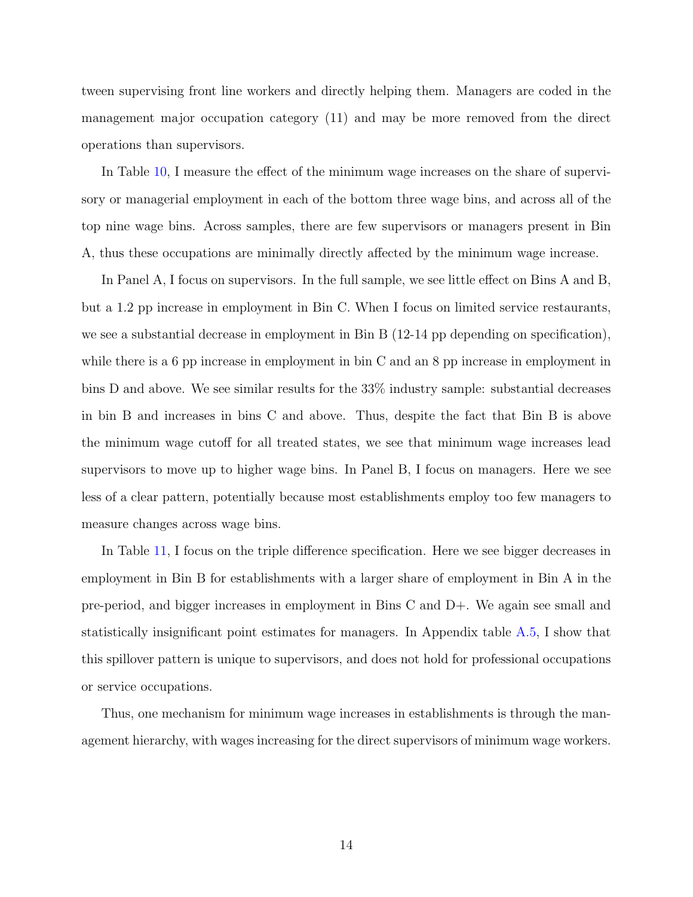tween supervising front line workers and directly helping them. Managers are coded in the management major occupation category (11) and may be more removed from the direct operations than supervisors.

In Table 10, I measure the effect of the minimum wage increases on the share of supervisory or managerial employment in each of the bottom three wage bins, and across all of the top nine wage bins. Across samples, there are few supervisors or managers present in Bin A, thus these occupations are minimally directly affected by the minimum wage increase.

In Panel A, I focus on supervisors. In the full sample, we see little effect on Bins A and B, but a 1.2 pp increase in employment in Bin C. When I focus on limited service restaurants, we see a substantial decrease in employment in Bin B (12-14 pp depending on specification), while there is a 6 pp increase in employment in bin C and an 8 pp increase in employment in bins D and above. We see similar results for the 33% industry sample: substantial decreases in bin B and increases in bins C and above. Thus, despite the fact that Bin B is above the minimum wage cutoff for all treated states, we see that minimum wage increases lead supervisors to move up to higher wage bins. In Panel B, I focus on managers. Here we see less of a clear pattern, potentially because most establishments employ too few managers to measure changes across wage bins.

In Table 11, I focus on the triple difference specification. Here we see bigger decreases in employment in Bin B for establishments with a larger share of employment in Bin A in the pre-period, and bigger increases in employment in Bins C and D+. We again see small and statistically insignificant point estimates for managers. In Appendix table A.5, I show that this spillover pattern is unique to supervisors, and does not hold for professional occupations or service occupations.

Thus, one mechanism for minimum wage increases in establishments is through the management hierarchy, with wages increasing for the direct supervisors of minimum wage workers.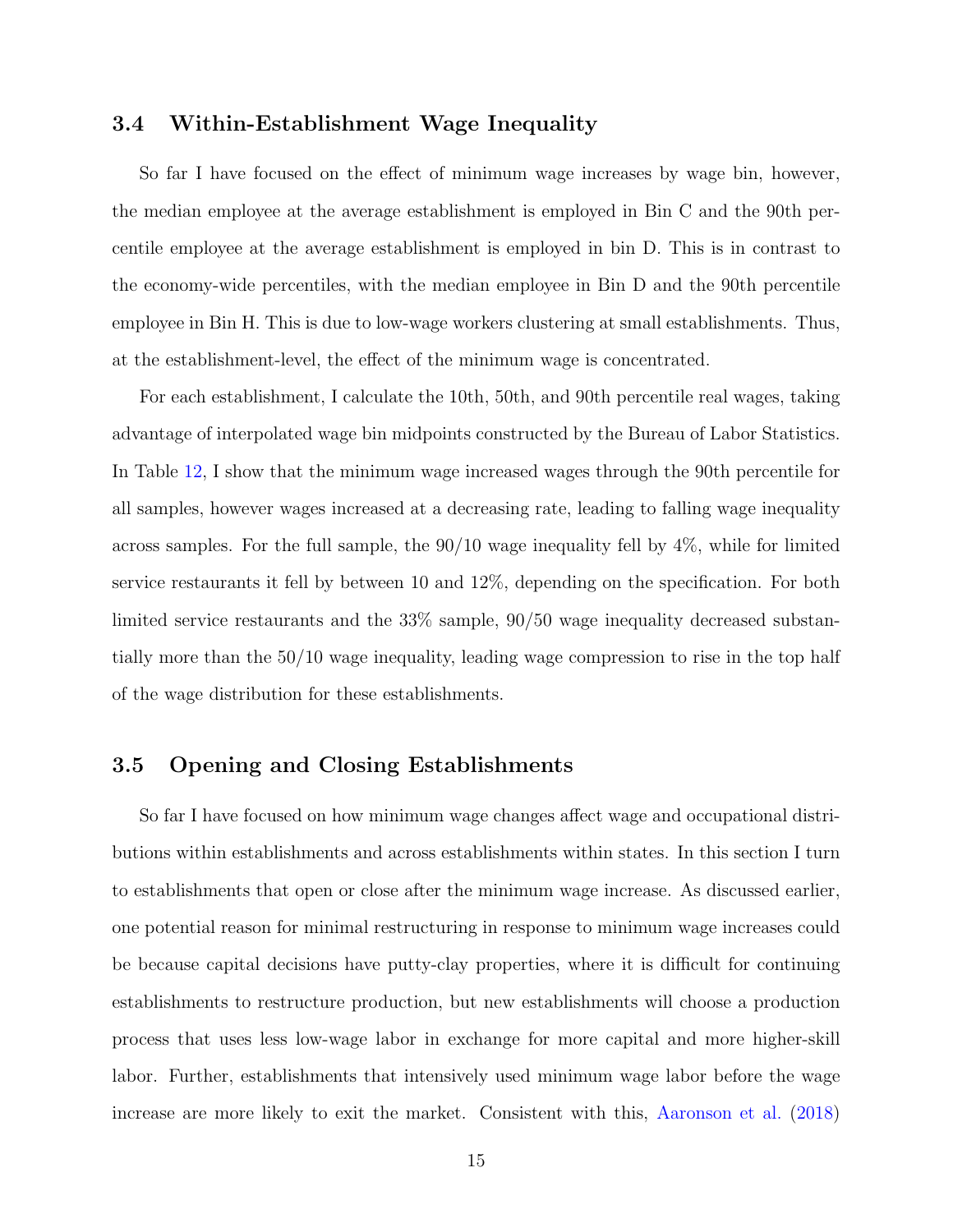## 3.4 Within-Establishment Wage Inequality

So far I have focused on the effect of minimum wage increases by wage bin, however, the median employee at the average establishment is employed in Bin C and the 90th percentile employee at the average establishment is employed in bin D. This is in contrast to the economy-wide percentiles, with the median employee in Bin D and the 90th percentile employee in Bin H. This is due to low-wage workers clustering at small establishments. Thus, at the establishment-level, the effect of the minimum wage is concentrated.

For each establishment, I calculate the 10th, 50th, and 90th percentile real wages, taking advantage of interpolated wage bin midpoints constructed by the Bureau of Labor Statistics. In Table 12, I show that the minimum wage increased wages through the 90th percentile for all samples, however wages increased at a decreasing rate, leading to falling wage inequality across samples. For the full sample, the 90/10 wage inequality fell by 4%, while for limited service restaurants it fell by between 10 and 12%, depending on the specification. For both limited service restaurants and the 33% sample, 90/50 wage inequality decreased substantially more than the 50/10 wage inequality, leading wage compression to rise in the top half of the wage distribution for these establishments.

## 3.5 Opening and Closing Establishments

So far I have focused on how minimum wage changes affect wage and occupational distributions within establishments and across establishments within states. In this section I turn to establishments that open or close after the minimum wage increase. As discussed earlier, one potential reason for minimal restructuring in response to minimum wage increases could be because capital decisions have putty-clay properties, where it is difficult for continuing establishments to restructure production, but new establishments will choose a production process that uses less low-wage labor in exchange for more capital and more higher-skill labor. Further, establishments that intensively used minimum wage labor before the wage increase are more likely to exit the market. Consistent with this, Aaronson et al. (2018)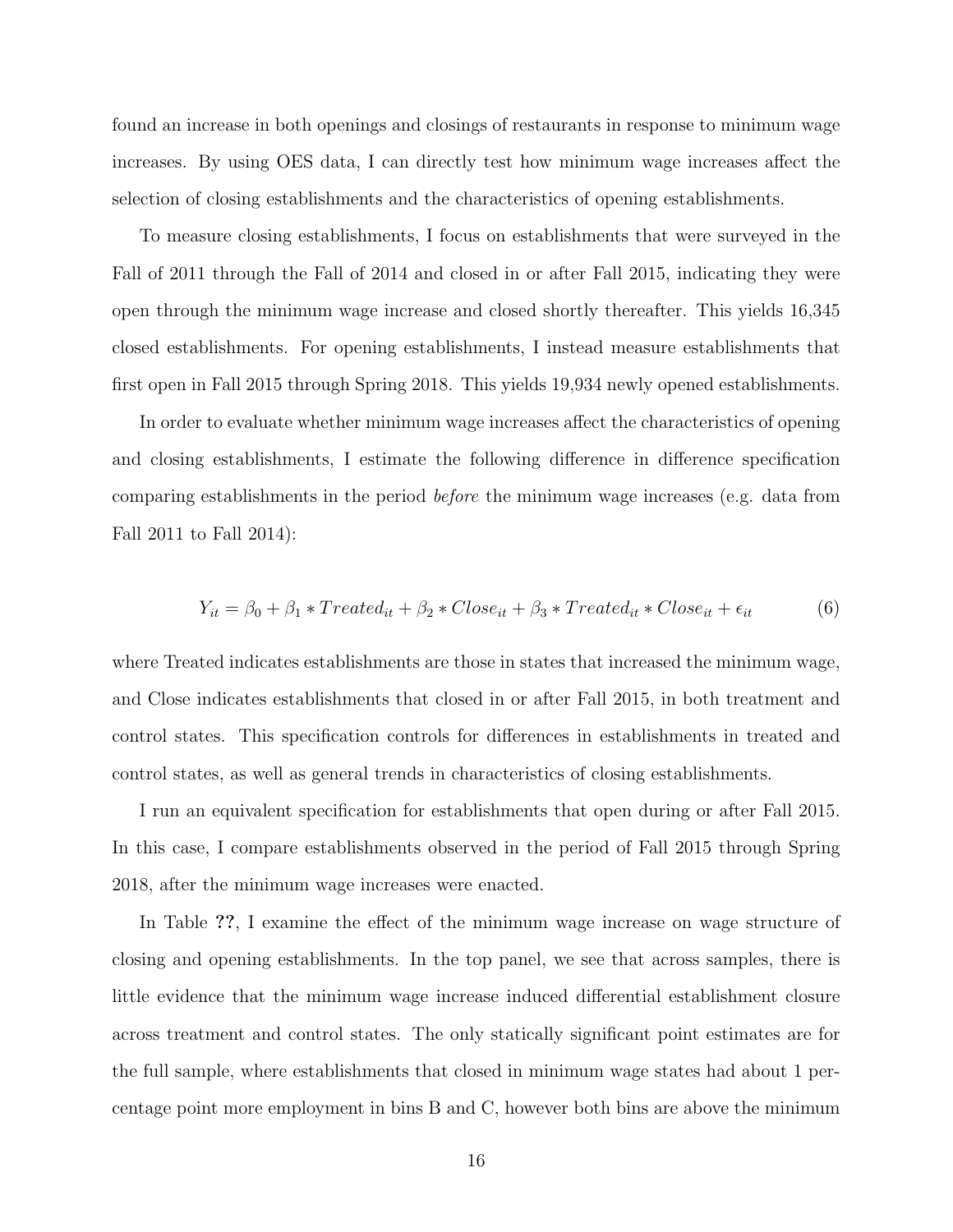found an increase in both openings and closings of restaurants in response to minimum wage increases. By using OES data, I can directly test how minimum wage increases affect the selection of closing establishments and the characteristics of opening establishments.

To measure closing establishments, I focus on establishments that were surveyed in the Fall of 2011 through the Fall of 2014 and closed in or after Fall 2015, indicating they were open through the minimum wage increase and closed shortly thereafter. This yields 16,345 closed establishments. For opening establishments, I instead measure establishments that first open in Fall 2015 through Spring 2018. This yields 19,934 newly opened establishments.

In order to evaluate whether minimum wage increases affect the characteristics of opening and closing establishments, I estimate the following difference in difference specification comparing establishments in the period *before* the minimum wage increases (e.g. data from Fall 2011 to Fall 2014):

$$Y_{it} = \beta_0 + \beta_1 * Treated_{it} + \beta_2 * Close_{it} + \beta_3 * Treated_{it} * Close_{it} + \epsilon_{it} \tag{6}$$

where Treated indicates establishments are those in states that increased the minimum wage, and Close indicates establishments that closed in or after Fall 2015, in both treatment and control states. This specification controls for differences in establishments in treated and control states, as well as general trends in characteristics of closing establishments.

I run an equivalent specification for establishments that open during or after Fall 2015. In this case, I compare establishments observed in the period of Fall 2015 through Spring 2018, after the minimum wage increases were enacted.

In Table **??**, I examine the effect of the minimum wage increase on wage structure of closing and opening establishments. In the top panel, we see that across samples, there is little evidence that the minimum wage increase induced differential establishment closure across treatment and control states. The only statically significant point estimates are for the full sample, where establishments that closed in minimum wage states had about 1 percentage point more employment in bins B and C, however both bins are above the minimum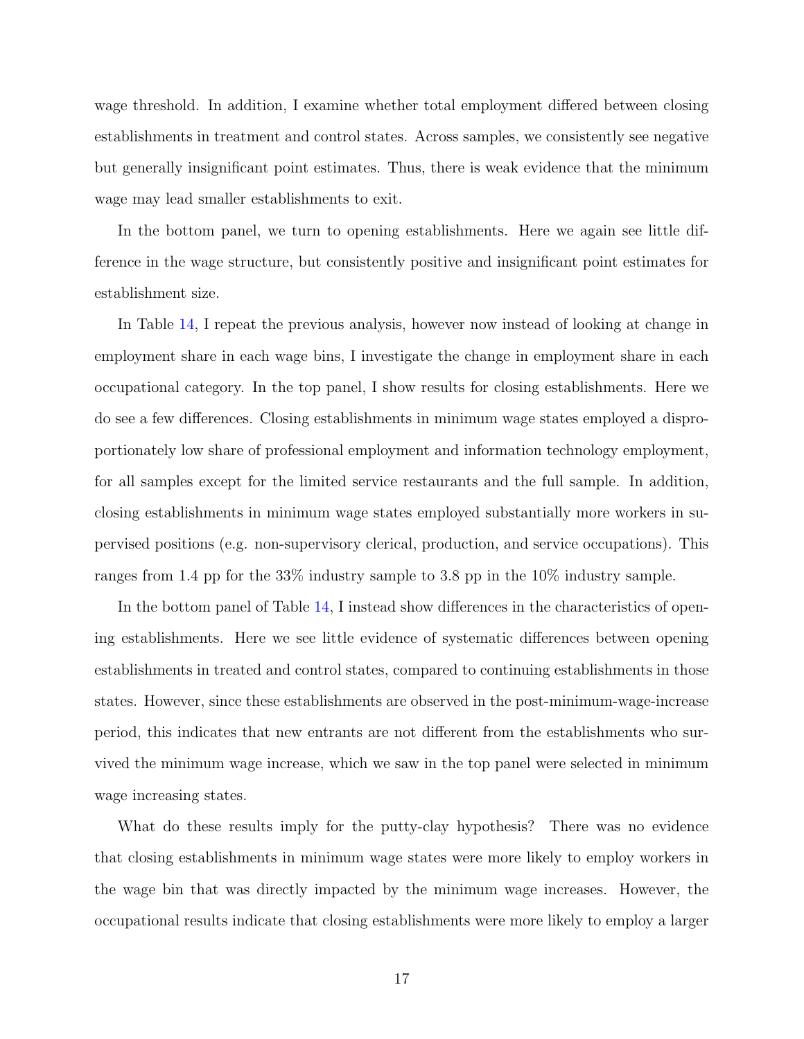wage threshold. In addition, I examine whether total employment differed between closing establishments in treatment and control states. Across samples, we consistently see negative but generally insignificant point estimates. Thus, there is weak evidence that the minimum wage may lead smaller establishments to exit.

In the bottom panel, we turn to opening establishments. Here we again see little difference in the wage structure, but consistently positive and insignificant point estimates for establishment size.

In Table 14, I repeat the previous analysis, however now instead of looking at change in employment share in each wage bins, I investigate the change in employment share in each occupational category. In the top panel, I show results for closing establishments. Here we do see a few differences. Closing establishments in minimum wage states employed a disproportionately low share of professional employment and information technology employment, for all samples except for the limited service restaurants and the full sample. In addition, closing establishments in minimum wage states employed substantially more workers in supervised positions (e.g. non-supervisory clerical, production, and service occupations). This ranges from 1.4 pp for the 33% industry sample to 3.8 pp in the 10% industry sample.

In the bottom panel of Table 14, I instead show differences in the characteristics of opening establishments. Here we see little evidence of systematic differences between opening establishments in treated and control states, compared to continuing establishments in those states. However, since these establishments are observed in the post-minimum-wage-increase period, this indicates that new entrants are not different from the establishments who survived the minimum wage increase, which we saw in the top panel were selected in minimum wage increasing states.

What do these results imply for the putty-clay hypothesis? There was no evidence that closing establishments in minimum wage states were more likely to employ workers in the wage bin that was directly impacted by the minimum wage increases. However, the occupational results indicate that closing establishments were more likely to employ a larger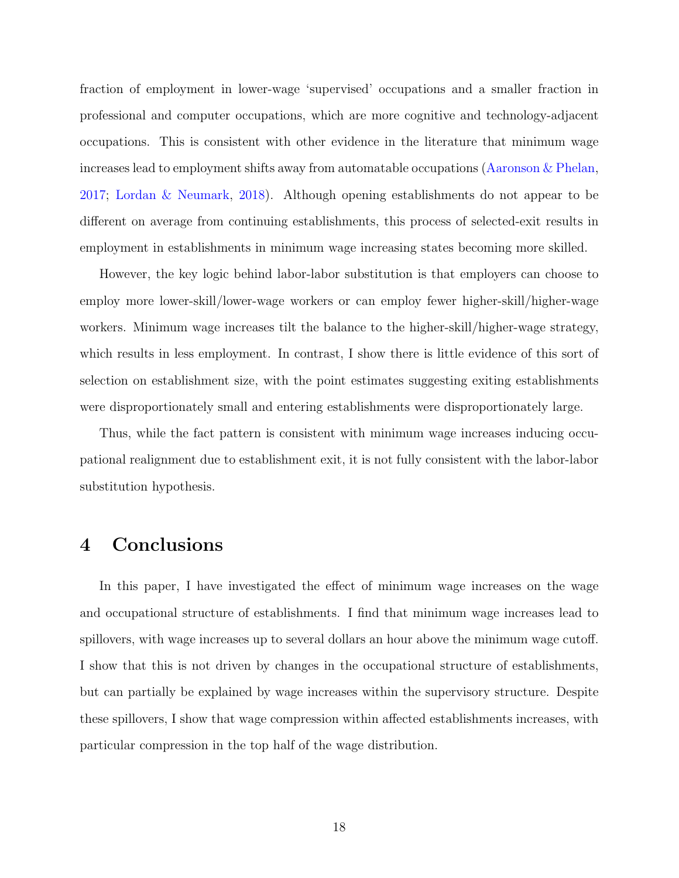fraction of employment in lower-wage 'supervised' occupations and a smaller fraction in professional and computer occupations, which are more cognitive and technology-adjacent occupations. This is consistent with other evidence in the literature that minimum wage increases lead to employment shifts away from automatable occupations (Aaronson & Phelan, 2017; Lordan & Neumark, 2018). Although opening establishments do not appear to be different on average from continuing establishments, this process of selected-exit results in employment in establishments in minimum wage increasing states becoming more skilled.

However, the key logic behind labor-labor substitution is that employers can choose to employ more lower-skill/lower-wage workers or can employ fewer higher-skill/higher-wage workers. Minimum wage increases tilt the balance to the higher-skill/higher-wage strategy, which results in less employment. In contrast, I show there is little evidence of this sort of selection on establishment size, with the point estimates suggesting exiting establishments were disproportionately small and entering establishments were disproportionately large.

Thus, while the fact pattern is consistent with minimum wage increases inducing occupational realignment due to establishment exit, it is not fully consistent with the labor-labor substitution hypothesis.

# 4 Conclusions

In this paper, I have investigated the effect of minimum wage increases on the wage and occupational structure of establishments. I find that minimum wage increases lead to spillovers, with wage increases up to several dollars an hour above the minimum wage cutoff. I show that this is not driven by changes in the occupational structure of establishments, but can partially be explained by wage increases within the supervisory structure. Despite these spillovers, I show that wage compression within affected establishments increases, with particular compression in the top half of the wage distribution.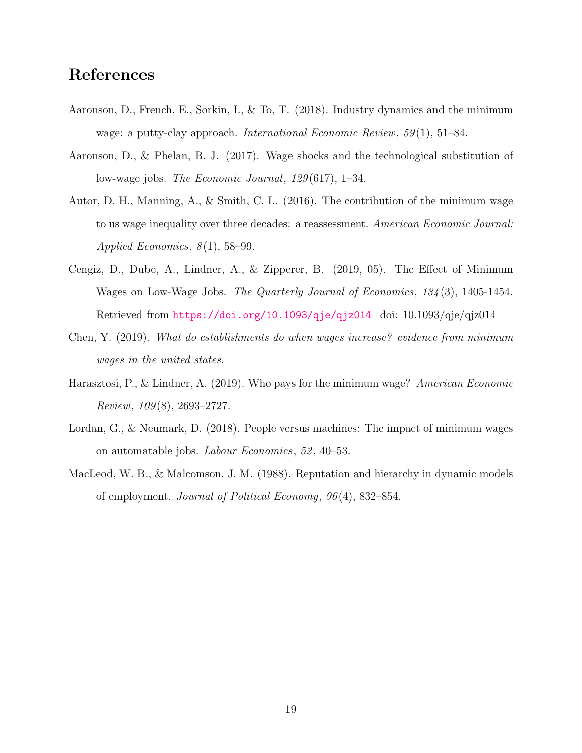# References

Aaronson, D., French, E., Sorkin, I., & To, T. (2018). Industry dynamics and the minimum wage: a putty-clay approach. *International Economic Review*, *59*(1), 51–84.

Aaronson, D., & Phelan, B. J. (2017). Wage shocks and the technological substitution of low-wage jobs. *The Economic Journal*, *129*(617), 1–34.

Autor, D. H., Manning, A., & Smith, C. L. (2016). The contribution of the minimum wage to us wage inequality over three decades: a reassessment. *American Economic Journal: Applied Economics*, *8*(1), 58–99.

Cengiz, D., Dube, A., Lindner, A., & Zipperer, B. (2019, 05). The Effect of Minimum Wages on Low-Wage Jobs. *The Quarterly Journal of Economics*, *134*(3), 1405-1454. Retrieved from https://doi.org/10.1093/qje/qjz014 doi: 10.1093/qje/qjz014

Chen, Y. (2019). *What do establishments do when wages increase? evidence from minimum wages in the united states.*

Harasztosi, P., & Lindner, A. (2019). Who pays for the minimum wage? *American Economic Review*, *109*(8), 2693–2727.

Lordan, G., & Neumark, D. (2018). People versus machines: The impact of minimum wages on automatable jobs. *Labour Economics*, *52*, 40–53.

MacLeod, W. B., & Malcomson, J. M. (1988). Reputation and hierarchy in dynamic models of employment. *Journal of Political Economy*, *96*(4), 832–854.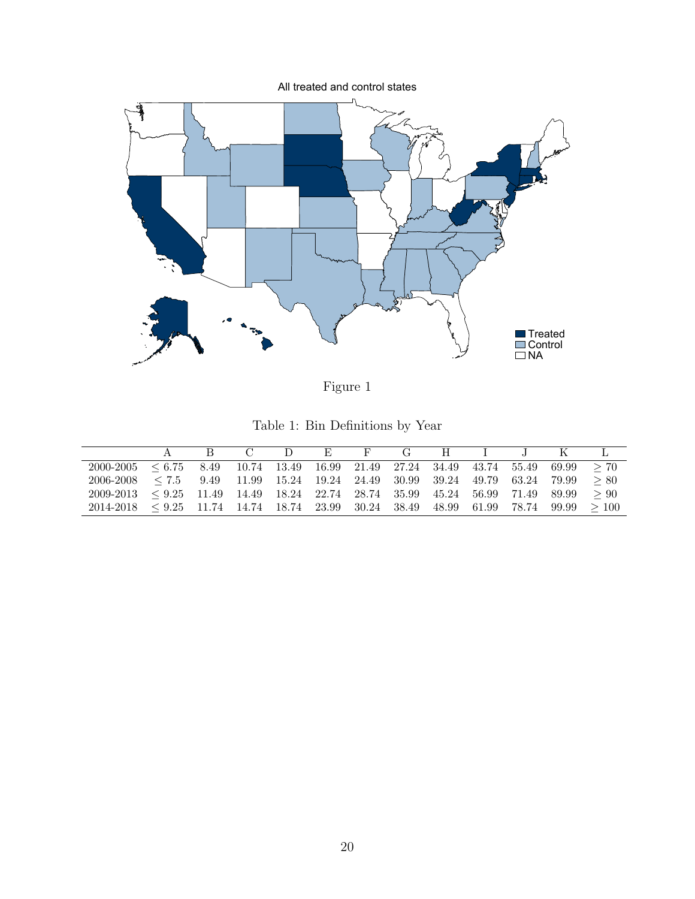All treated and control states

Treated
Control
NA

Figure 1

Table 1: Bin Definitions by Year

| | A | B | C | D | E | F | G | H | I | J | K | L |
|---|---|---|---|---|---|---|---|---|---|---|---|---|
| 2000-2005 | $\leq 6.75$ | 8.49 | 10.74 | 13.49 | 16.99 | 21.49 | 27.24 | 34.49 | 43.74 | 55.49 | 69.99 | $\geq 70$ |
| 2006-2008 | $\leq 7.5$ | 9.49 | 11.99 | 15.24 | 19.24 | 24.49 | 30.99 | 39.24 | 49.79 | 63.24 | 79.99 | $\geq 80$ |
| 2009-2013 | $\leq 9.25$ | 11.49 | 14.49 | 18.24 | 22.74 | 28.74 | 35.99 | 45.24 | 56.99 | 71.49 | 89.99 | $\geq 90$ |
| 2014-2018 | $\leq 9.25$ | 11.74 | 14.74 | 18.74 | 23.99 | 30.24 | 38.49 | 48.99 | 61.99 | 78.74 | 99.99 | $\geq 100$ |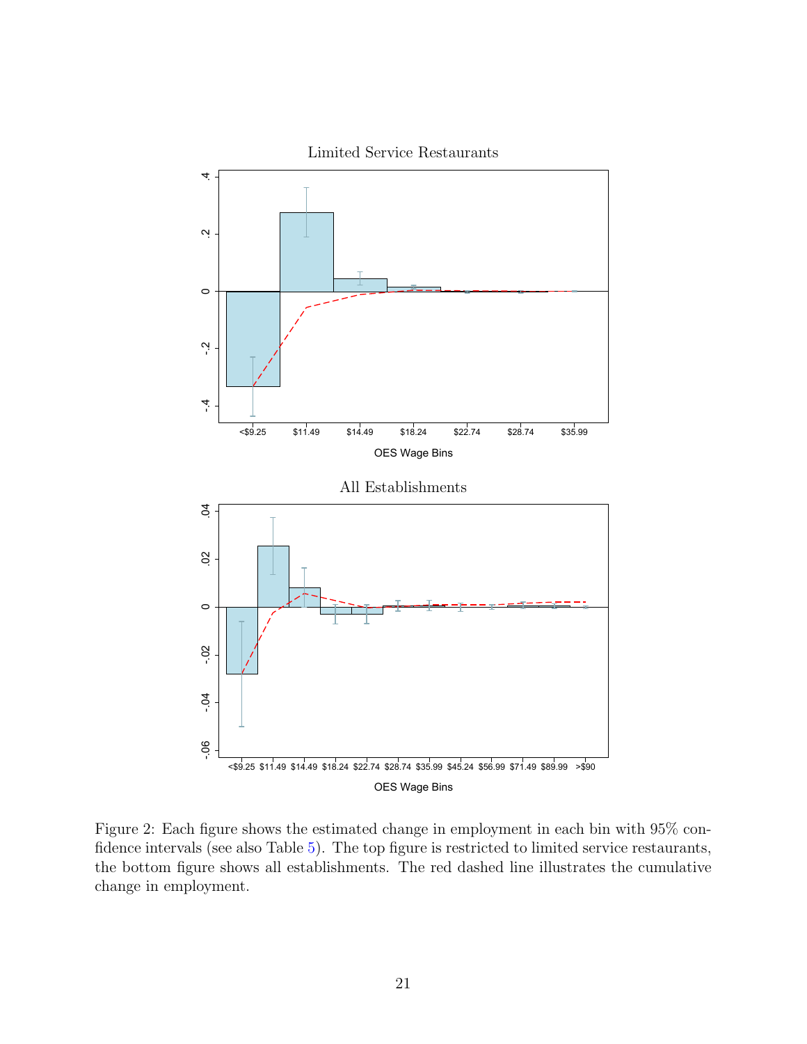Limited Service Restaurants

All Establishments

Figure 2: Each figure shows the estimated change in employment in each bin with 95% confidence intervals (see also Table 5). The top figure is restricted to limited service restaurants, the bottom figure shows all establishments. The red dashed line illustrates the cumulative change in employment.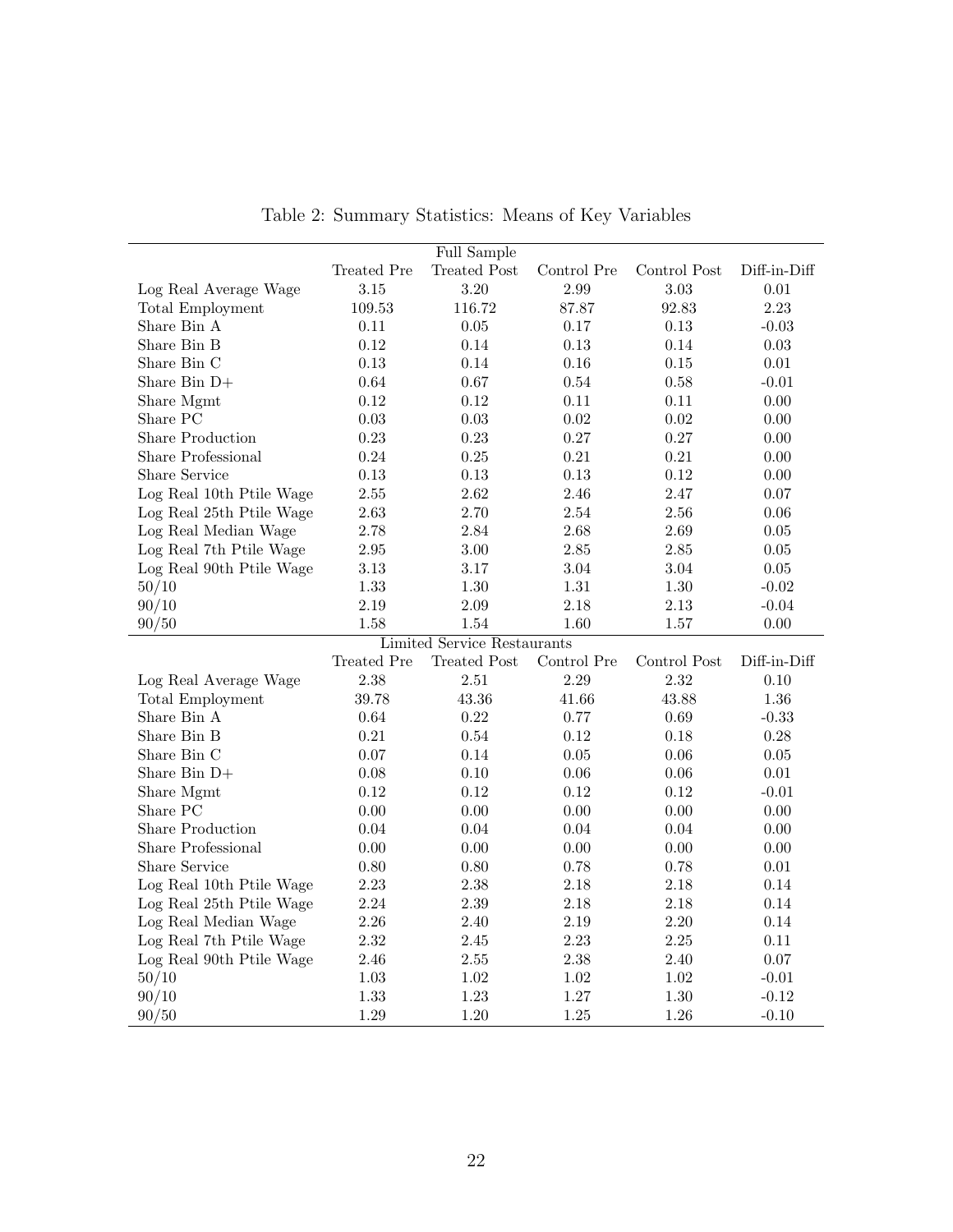Table 2: Summary Statistics: Means of Key Variables

| Full Sample | | | | | |
|---|---|---|---|---|---|
| | Treated Pre | Treated Post | Control Pre | Control Post | Diff-in-Diff |
| Log Real Average Wage | 3.15 | 3.20 | 2.99 | 3.03 | 0.01 |
| Total Employment | 109.53 | 116.72 | 87.87 | 92.83 | 2.23 |
| Share Bin A | 0.11 | 0.05 | 0.17 | 0.13 | -0.03 |
| Share Bin B | 0.12 | 0.14 | 0.13 | 0.14 | 0.03 |
| Share Bin C | 0.13 | 0.14 | 0.16 | 0.15 | 0.01 |
| Share Bin D+ | 0.64 | 0.67 | 0.54 | 0.58 | -0.01 |
| Share Mgmt | 0.12 | 0.12 | 0.11 | 0.11 | 0.00 |
| Share PC | 0.03 | 0.03 | 0.02 | 0.02 | 0.00 |
| Share Production | 0.23 | 0.23 | 0.27 | 0.27 | 0.00 |
| Share Professional | 0.24 | 0.25 | 0.21 | 0.21 | 0.00 |
| Share Service | 0.13 | 0.13 | 0.13 | 0.12 | 0.00 |
| Log Real 10th Ptile Wage | 2.55 | 2.62 | 2.46 | 2.47 | 0.07 |
| Log Real 25th Ptile Wage | 2.63 | 2.70 | 2.54 | 2.56 | 0.06 |
| Log Real Median Wage | 2.78 | 2.84 | 2.68 | 2.69 | 0.05 |
| Log Real 7th Ptile Wage | 2.95 | 3.00 | 2.85 | 2.85 | 0.05 |
| Log Real 90th Ptile Wage | 3.13 | 3.17 | 3.04 | 3.04 | 0.05 |
| 50/10 | 1.33 | 1.30 | 1.31 | 1.30 | -0.02 |
| 90/10 | 2.19 | 2.09 | 2.18 | 2.13 | -0.04 |
| 90/50 | 1.58 | 1.54 | 1.60 | 1.57 | 0.00 |
| **Limited Service Restaurants** | | | | | |
| | Treated Pre | Treated Post | Control Pre | Control Post | Diff-in-Diff |
| Log Real Average Wage | 2.38 | 2.51 | 2.29 | 2.32 | 0.10 |
| Total Employment | 39.78 | 43.36 | 41.66 | 43.88 | 1.36 |
| Share Bin A | 0.64 | 0.22 | 0.77 | 0.69 | -0.33 |
| Share Bin B | 0.21 | 0.54 | 0.12 | 0.18 | 0.28 |
| Share Bin C | 0.07 | 0.14 | 0.05 | 0.06 | 0.05 |
| Share Bin D+ | 0.08 | 0.10 | 0.06 | 0.06 | 0.01 |
| Share Mgmt | 0.12 | 0.12 | 0.12 | 0.12 | -0.01 |
| Share PC | 0.00 | 0.00 | 0.00 | 0.00 | 0.00 |
| Share Production | 0.04 | 0.04 | 0.04 | 0.04 | 0.00 |
| Share Professional | 0.00 | 0.00 | 0.00 | 0.00 | 0.00 |
| Share Service | 0.80 | 0.80 | 0.78 | 0.78 | 0.01 |
| Log Real 10th Ptile Wage | 2.23 | 2.38 | 2.18 | 2.18 | 0.14 |
| Log Real 25th Ptile Wage | 2.24 | 2.39 | 2.18 | 2.18 | 0.14 |
| Log Real Median Wage | 2.26 | 2.40 | 2.19 | 2.20 | 0.14 |
| Log Real 7th Ptile Wage | 2.32 | 2.45 | 2.23 | 2.25 | 0.11 |
| Log Real 90th Ptile Wage | 2.46 | 2.55 | 2.38 | 2.40 | 0.07 |
| 50/10 | 1.03 | 1.02 | 1.02 | 1.02 | -0.01 |
| 90/10 | 1.33 | 1.23 | 1.27 | 1.30 | -0.12 |
| 90/50 | 1.29 | 1.20 | 1.25 | 1.26 | -0.10 |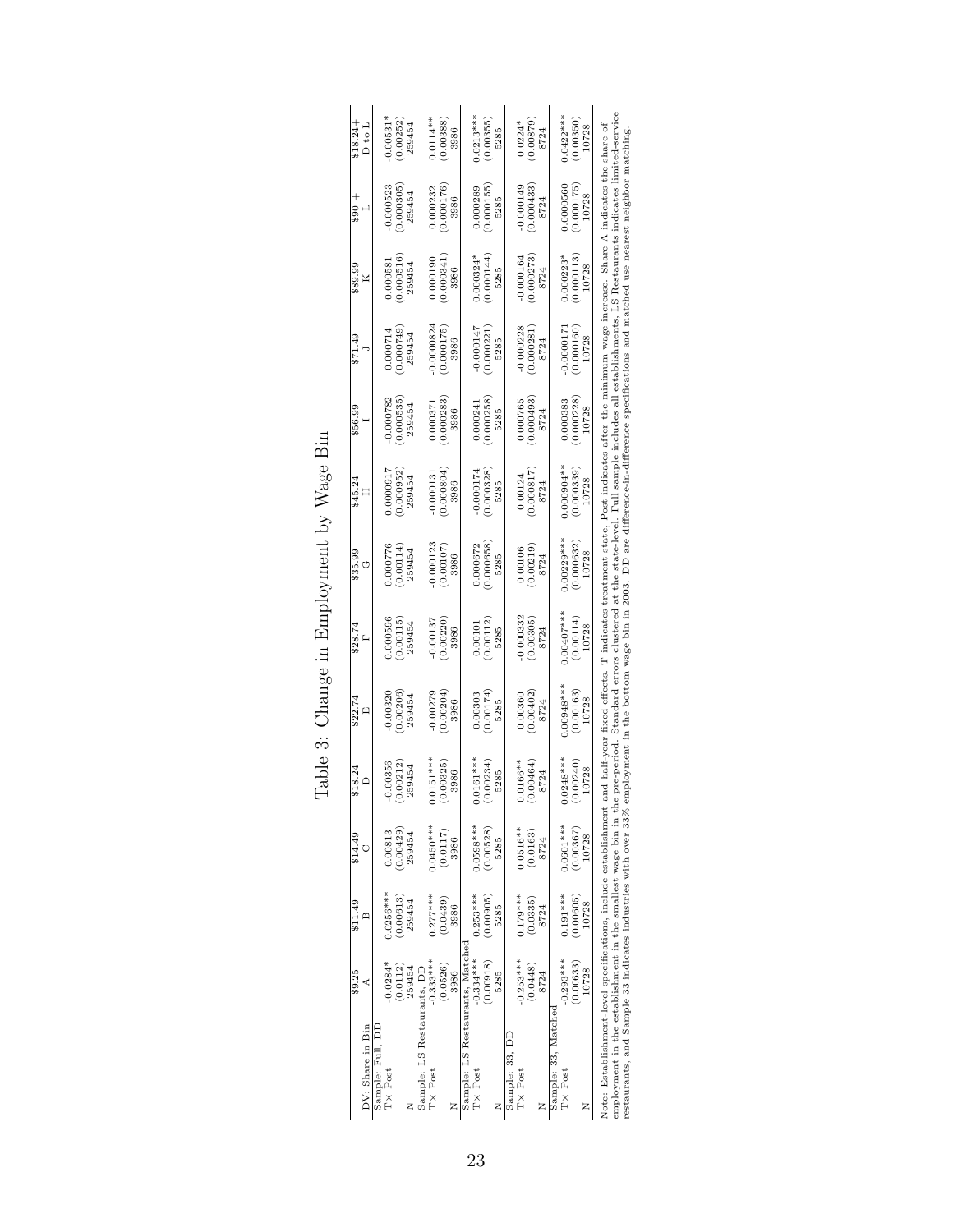# Table 3: Change in Employment by Wage Bin

| DV: Share in Bin | $9.25 A | $11.49 B | $14.49 C | $18.24 D | $22.74 E | $28.74 F | $35.99 G | $45.24 H | $56.99 I | $71.49 J | $89.99 K | $90 + L | $18.24+ D to L |
|---|---|---|---|---|---|---|---|---|---|---|---|---|---|
| Sample: Full, DD | | | | | | | | | | | | | |
| T× Post | -0.0284* | 0.0256*** | 0.00813 | -0.00356 | -0.00320 | 0.000596 | 0.000776 | 0.0000917 | -0.000782 | 0.000714 | 0.000581 | -0.000523 | -0.00531* |
| | (0.0112) | (0.00613) | (0.00429) | (0.00212) | (0.00206) | (0.00115) | (0.00114) | (0.000952) | (0.000535) | (0.000749) | (0.000516) | (0.000305) | (0.00252) |
| N | 259454 | 259454 | 259454 | 259454 | 259454 | 259454 | 259454 | 259454 | 259454 | 259454 | 259454 | 259454 | 259454 |
| Sample: LS Restaurants, DD | | | | | | | | | | | | | |
| T× Post | -0.333*** | 0.277*** | 0.0450*** | 0.0151*** | -0.00279 | -0.00137 | -0.000123 | -0.000131 | 0.000371 | -0.0000824 | 0.000190 | 0.000232 | 0.0114** |
| | (0.0526) | (0.0439) | (0.0117) | (0.00325) | (0.00204) | (0.00220) | (0.00107) | (0.000804) | (0.000283) | (0.000175) | (0.000341) | (0.000176) | (0.00388) |
| N | 3986 | 3986 | 3986 | 3986 | 3986 | 3986 | 3986 | 3986 | 3986 | 3986 | 3986 | 3986 | 3986 |
| Sample: LS Restaurants, Matched | | | | | | | | | | | | | |
| T× Post | -0.334*** | 0.253*** | 0.0598*** | 0.0161*** | 0.00303 | 0.00101 | 0.000672 | -0.000174 | 0.000241 | -0.000147 | 0.000324* | 0.000289 | 0.0213*** |
| | (0.00918) | (0.00905) | (0.00528) | (0.00234) | (0.00174) | (0.00112) | (0.000658) | (0.000328) | (0.000258) | (0.000221) | (0.000144) | (0.000155) | (0.00355) |
| N | 5285 | 5285 | 5285 | 5285 | 5285 | 5285 | 5285 | 5285 | 5285 | 5285 | 5285 | 5285 | 5285 |
| Sample: 33, DD | | | | | | | | | | | | | |
| T× Post | -0.253*** | 0.179*** | 0.0516** | 0.0166** | 0.00360 | -0.000332 | 0.00106 | 0.00124 | 0.000765 | -0.000228 | -0.000164 | -0.000149 | 0.0224* |
| | (0.0448) | (0.0335) | (0.0163) | (0.00464) | (0.00402) | (0.00305) | (0.00219) | (0.000817) | (0.000493) | (0.000281) | (0.000273) | (0.000433) | (0.00879) |
| N | 8724 | 8724 | 8724 | 8724 | 8724 | 8724 | 8724 | 8724 | 8724 | 8724 | 8724 | 8724 | 8724 |
| Sample: 33, Matched | | | | | | | | | | | | | |
| T× Post | -0.293*** | 0.191*** | 0.0601*** | 0.0248*** | 0.00948*** | 0.00407*** | 0.00229*** | 0.000904** | 0.000383 | -0.0000171 | 0.000223* | 0.0000560 | 0.0422*** |
| | (0.00633) | (0.00605) | (0.00367) | (0.00240) | (0.00163) | (0.00114) | (0.000632) | (0.000339) | (0.000228) | (0.000160) | (0.000113) | (0.000175) | (0.00350) |
| N | 10728 | 10728 | 10728 | 10728 | 10728 | 10728 | 10728 | 10728 | 10728 | 10728 | 10728 | 10728 | 10728 |

Note: Establishment-level specifications, include establishment and half-year fixed effects. T indicates treatment state, Post indicates after the minimum wage increase. Share A indicates the share of employment in the establishment in the smallest wage bin in the pre-period. Standard errors clustered at the state-level. Full sample includes all establishments, LS Restaurants indicates limited-service restaurants, and Sample 33 indicates industries with over 33% employment in the bottom wage bin in 2003. DD are difference-in-difference specifications and matched use nearest neighbor matching.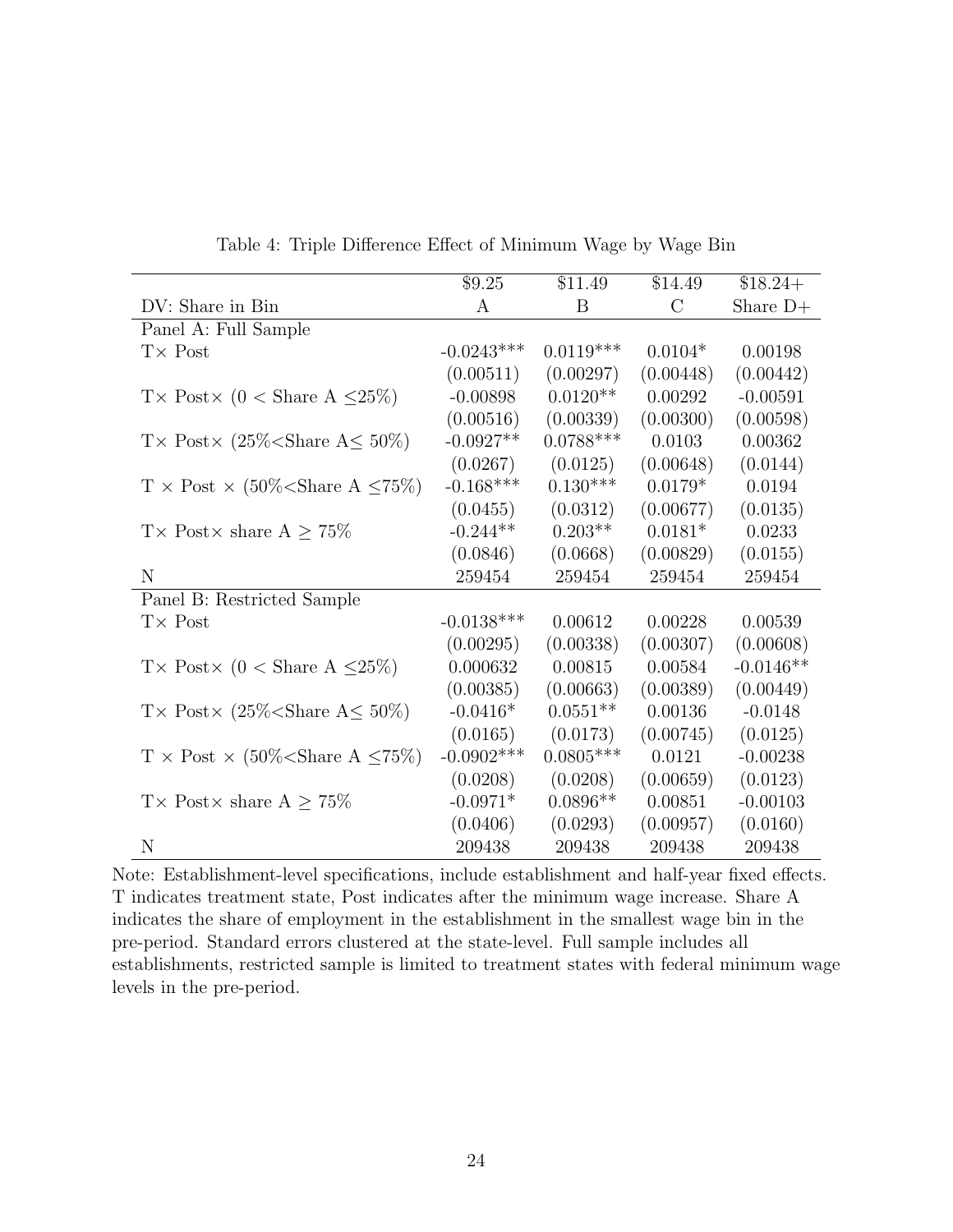Table 4: Triple Difference Effect of Minimum Wage by Wage Bin

| | \$9.25 | \$11.49 | \$14.49 | \$18.24+ |
|---|---|---|---|---|
| DV: Share in Bin | A | B | C | Share D+ |
| Panel A: Full Sample | | | | |
| T× Post | -0.0243*** | 0.0119*** | 0.0104* | 0.00198 |
| | (0.00511) | (0.00297) | (0.00448) | (0.00442) |
| T× Post× (0 < Share A ≤25%) | -0.00898 | 0.0120** | 0.00292 | -0.00591 |
| | (0.00516) | (0.00339) | (0.00300) | (0.00598) |
| T× Post× (25%<Share A≤ 50%) | -0.0927** | 0.0788*** | 0.0103 | 0.00362 |
| | (0.0267) | (0.0125) | (0.00648) | (0.0144) |
| T × Post × (50%<Share A ≤75%) | -0.168*** | 0.130*** | 0.0179* | 0.0194 |
| | (0.0455) | (0.0312) | (0.00677) | (0.0135) |
| T× Post× share A ≥ 75% | -0.244** | 0.203** | 0.0181* | 0.0233 |
| | (0.0846) | (0.0668) | (0.00829) | (0.0155) |
| N | 259454 | 259454 | 259454 | 259454 |
| Panel B: Restricted Sample | | | | |
| T× Post | -0.0138*** | 0.00612 | 0.00228 | 0.00539 |
| | (0.00295) | (0.00338) | (0.00307) | (0.00608) |
| T× Post× (0 < Share A ≤25%) | 0.000632 | 0.00815 | 0.00584 | -0.0146** |
| | (0.00385) | (0.00663) | (0.00389) | (0.00449) |
| T× Post× (25%<Share A≤ 50%) | -0.0416* | 0.0551** | 0.00136 | -0.0148 |
| | (0.0165) | (0.0173) | (0.00745) | (0.0125) |
| T × Post × (50%<Share A ≤75%) | -0.0902*** | 0.0805*** | 0.0121 | -0.00238 |
| | (0.0208) | (0.0208) | (0.00659) | (0.0123) |
| T× Post× share A ≥ 75% | -0.0971* | 0.0896** | 0.00851 | -0.00103 |
| | (0.0406) | (0.0293) | (0.00957) | (0.0160) |
| N | 209438 | 209438 | 209438 | 209438 |

Note: Establishment-level specifications, include establishment and half-year fixed effects. T indicates treatment state, Post indicates after the minimum wage increase. Share A indicates the share of employment in the establishment in the smallest wage bin in the pre-period. Standard errors clustered at the state-level. Full sample includes all establishments, restricted sample is limited to treatment states with federal minimum wage levels in the pre-period.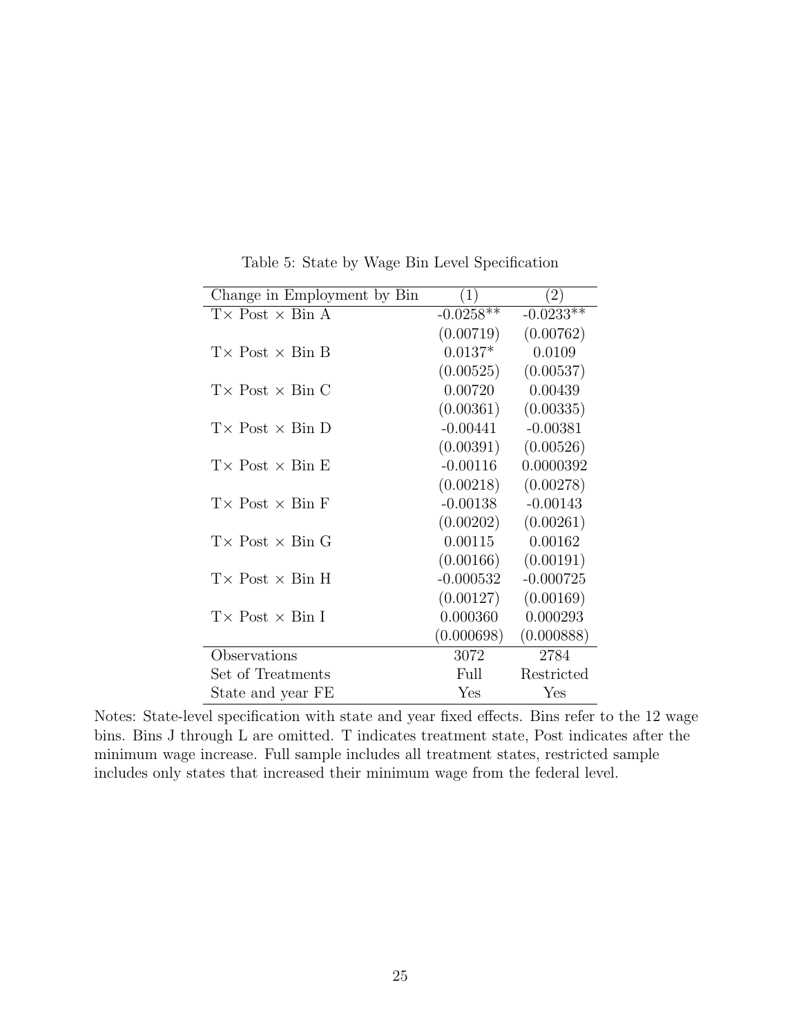Table 5: State by Wage Bin Level Specification

| Change in Employment by Bin | (1) | (2) |
|---|---|---|
| T× Post × Bin A | -0.0258** | -0.0233** |
| | (0.00719) | (0.00762) |
| T× Post × Bin B | 0.0137* | 0.0109 |
| | (0.00525) | (0.00537) |
| T× Post × Bin C | 0.00720 | 0.00439 |
| | (0.00361) | (0.00335) |
| T× Post × Bin D | -0.00441 | -0.00381 |
| | (0.00391) | (0.00526) |
| T× Post × Bin E | -0.00116 | 0.0000392 |
| | (0.00218) | (0.00278) |
| T× Post × Bin F | -0.00138 | -0.00143 |
| | (0.00202) | (0.00261) |
| T× Post × Bin G | 0.00115 | 0.00162 |
| | (0.00166) | (0.00191) |
| T× Post × Bin H | -0.000532 | -0.000725 |
| | (0.00127) | (0.00169) |
| T× Post × Bin I | 0.000360 | 0.000293 |
| | (0.000698) | (0.000888) |
| Observations | 3072 | 2784 |
| Set of Treatments | Full | Restricted |
| State and year FE | Yes | Yes |

Notes: State-level specification with state and year fixed effects. Bins refer to the 12 wage bins. Bins J through L are omitted. T indicates treatment state, Post indicates after the minimum wage increase. Full sample includes all treatment states, restricted sample includes only states that increased their minimum wage from the federal level.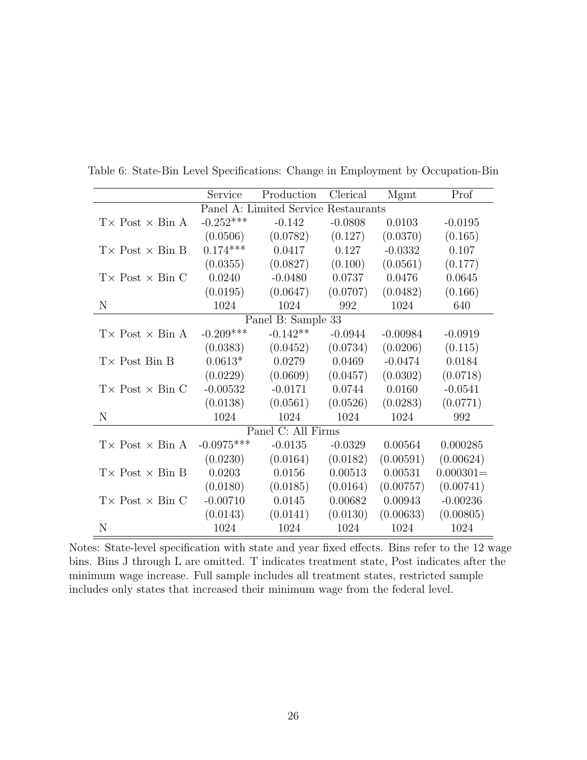Table 6: State-Bin Level Specifications: Change in Employment by Occupation-Bin

| | Service | Production | Clerical | Mgmt | Prof |
|---|---|---|---|---|---|
| Panel A: Limited Service Restaurants | | | | | |
| T× Post × Bin A | -0.252*** | -0.142 | -0.0808 | 0.0103 | -0.0195 |
| | (0.0506) | (0.0782) | (0.127) | (0.0370) | (0.165) |
| T× Post × Bin B | 0.174*** | 0.0417 | 0.127 | -0.0332 | 0.107 |
| | (0.0355) | (0.0827) | (0.100) | (0.0561) | (0.177) |
| T× Post × Bin C | 0.0240 | -0.0480 | 0.0737 | 0.0476 | 0.0645 |
| | (0.0195) | (0.0647) | (0.0707) | (0.0482) | (0.166) |
| N | 1024 | 1024 | 992 | 1024 | 640 |
| Panel B: Sample 33 | | | | | |
| T× Post × Bin A | -0.209*** | -0.142** | -0.0944 | -0.00984 | -0.0919 |
| | (0.0383) | (0.0452) | (0.0734) | (0.0206) | (0.115) |
| T× Post Bin B | 0.0613* | 0.0279 | 0.0469 | -0.0474 | 0.0184 |
| | (0.0229) | (0.0609) | (0.0457) | (0.0302) | (0.0718) |
| T× Post × Bin C | -0.00532 | -0.0171 | 0.0744 | 0.0160 | -0.0541 |
| | (0.0138) | (0.0561) | (0.0526) | (0.0283) | (0.0771) |
| N | 1024 | 1024 | 1024 | 1024 | 992 |
| Panel C: All Firms | | | | | |
| T× Post × Bin A | -0.0975*** | -0.0135 | -0.0329 | 0.00564 | 0.000285 |
| | (0.0230) | (0.0164) | (0.0182) | (0.00591) | (0.00624) |
| T× Post × Bin B | 0.0203 | 0.0156 | 0.00513 | 0.00531 | 0.000301= |
| | (0.0180) | (0.0185) | (0.0164) | (0.00757) | (0.00741) |
| T× Post × Bin C | -0.00710 | 0.0145 | 0.00682 | 0.00943 | -0.00236 |
| | (0.0143) | (0.0141) | (0.0130) | (0.00633) | (0.00805) |
| N | 1024 | 1024 | 1024 | 1024 | 1024 |

Notes: State-level specification with state and year fixed effects. Bins refer to the 12 wage bins. Bins J through L are omitted. T indicates treatment state, Post indicates after the minimum wage increase. Full sample includes all treatment states, restricted sample includes only states that increased their minimum wage from the federal level.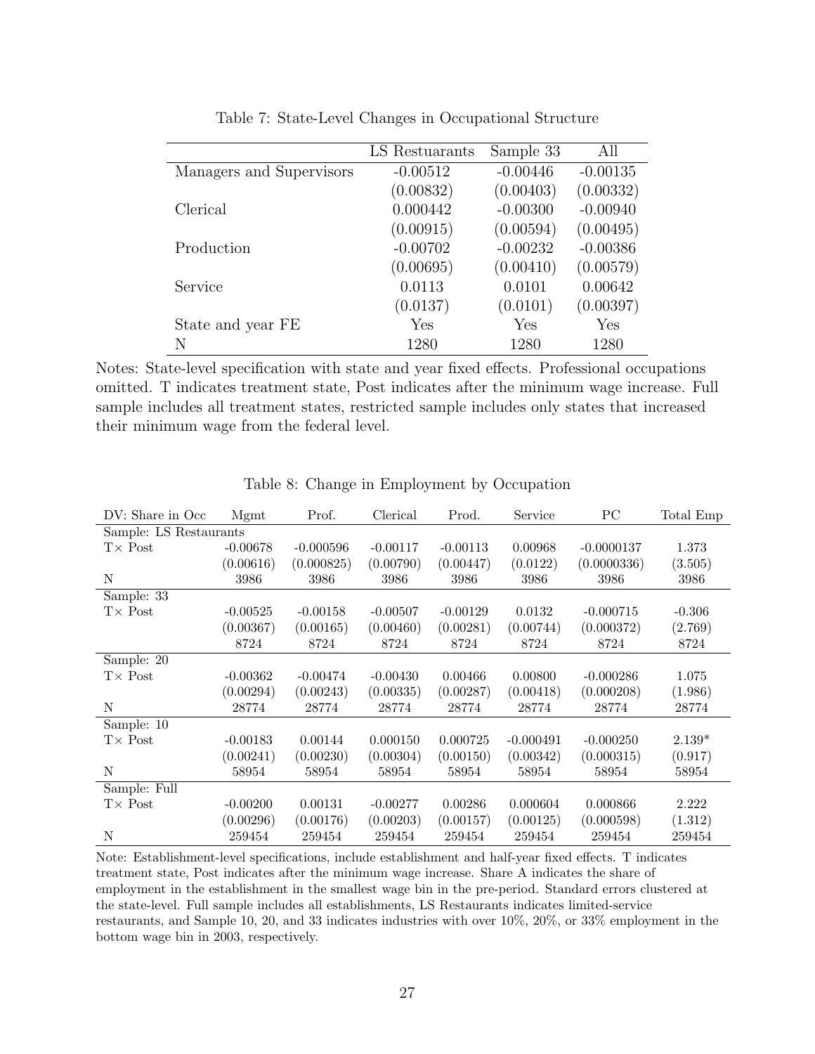Table 7: State-Level Changes in Occupational Structure

| | LS Restuarants | Sample 33 | All |
|---|---|---|---|
| Managers and Supervisors | -0.00512 | -0.00446 | -0.00135 |
| | (0.00832) | (0.00403) | (0.00332) |
| Clerical | 0.000442 | -0.00300 | -0.00940 |
| | (0.00915) | (0.00594) | (0.00495) |
| Production | -0.00702 | -0.00232 | -0.00386 |
| | (0.00695) | (0.00410) | (0.00579) |
| Service | 0.0113 | 0.0101 | 0.00642 |
| | (0.0137) | (0.0101) | (0.00397) |
| State and year FE | Yes | Yes | Yes |
| N | 1280 | 1280 | 1280 |

Notes: State-level specification with state and year fixed effects. Professional occupations omitted. T indicates treatment state, Post indicates after the minimum wage increase. Full sample includes all treatment states, restricted sample includes only states that increased their minimum wage from the federal level.

Table 8: Change in Employment by Occupation

| DV: Share in Occ | Mgmt | Prof. | Clerical | Prod. | Service | PC | Total Emp |
|---|---|---|---|---|---|---|---|
| Sample: LS Restaurants | | | | | | | |
| T× Post | -0.00678 | -0.000596 | -0.00117 | -0.00113 | 0.00968 | -0.0000137 | 1.373 |
| | (0.00616) | (0.000825) | (0.00790) | (0.00447) | (0.0122) | (0.0000336) | (3.505) |
| N | 3986 | 3986 | 3986 | 3986 | 3986 | 3986 | 3986 |
| Sample: 33 | | | | | | | |
| T× Post | -0.00525 | -0.00158 | -0.00507 | -0.00129 | 0.0132 | -0.000715 | -0.306 |
| | (0.00367) | (0.00165) | (0.00460) | (0.00281) | (0.00744) | (0.000372) | (2.769) |
| | 8724 | 8724 | 8724 | 8724 | 8724 | 8724 | 8724 |
| Sample: 20 | | | | | | | |
| T× Post | -0.00362 | -0.00474 | -0.00430 | 0.00466 | 0.00800 | -0.000286 | 1.075 |
| | (0.00294) | (0.00243) | (0.00335) | (0.00287) | (0.00418) | (0.000208) | (1.986) |
| N | 28774 | 28774 | 28774 | 28774 | 28774 | 28774 | 28774 |
| Sample: 10 | | | | | | | |
| T× Post | -0.00183 | 0.00144 | 0.000150 | 0.000725 | -0.000491 | -0.000250 | 2.139* |
| | (0.00241) | (0.00230) | (0.00304) | (0.00150) | (0.00342) | (0.000315) | (0.917) |
| N | 58954 | 58954 | 58954 | 58954 | 58954 | 58954 | 58954 |
| Sample: Full | | | | | | | |
| T× Post | -0.00200 | 0.00131 | -0.00277 | 0.00286 | 0.000604 | 0.000866 | 2.222 |
| | (0.00296) | (0.00176) | (0.00203) | (0.00157) | (0.00125) | (0.000598) | (1.312) |
| N | 259454 | 259454 | 259454 | 259454 | 259454 | 259454 | 259454 |

Note: Establishment-level specifications, include establishment and half-year fixed effects. T indicates treatment state, Post indicates after the minimum wage increase. Share A indicates the share of employment in the establishment in the smallest wage bin in the pre-period. Standard errors clustered at the state-level. Full sample includes all establishments, LS Restaurants indicates limited-service restaurants, and Sample 10, 20, and 33 indicates industries with over 10%, 20%, or 33% employment in the bottom wage bin in 2003, respectively.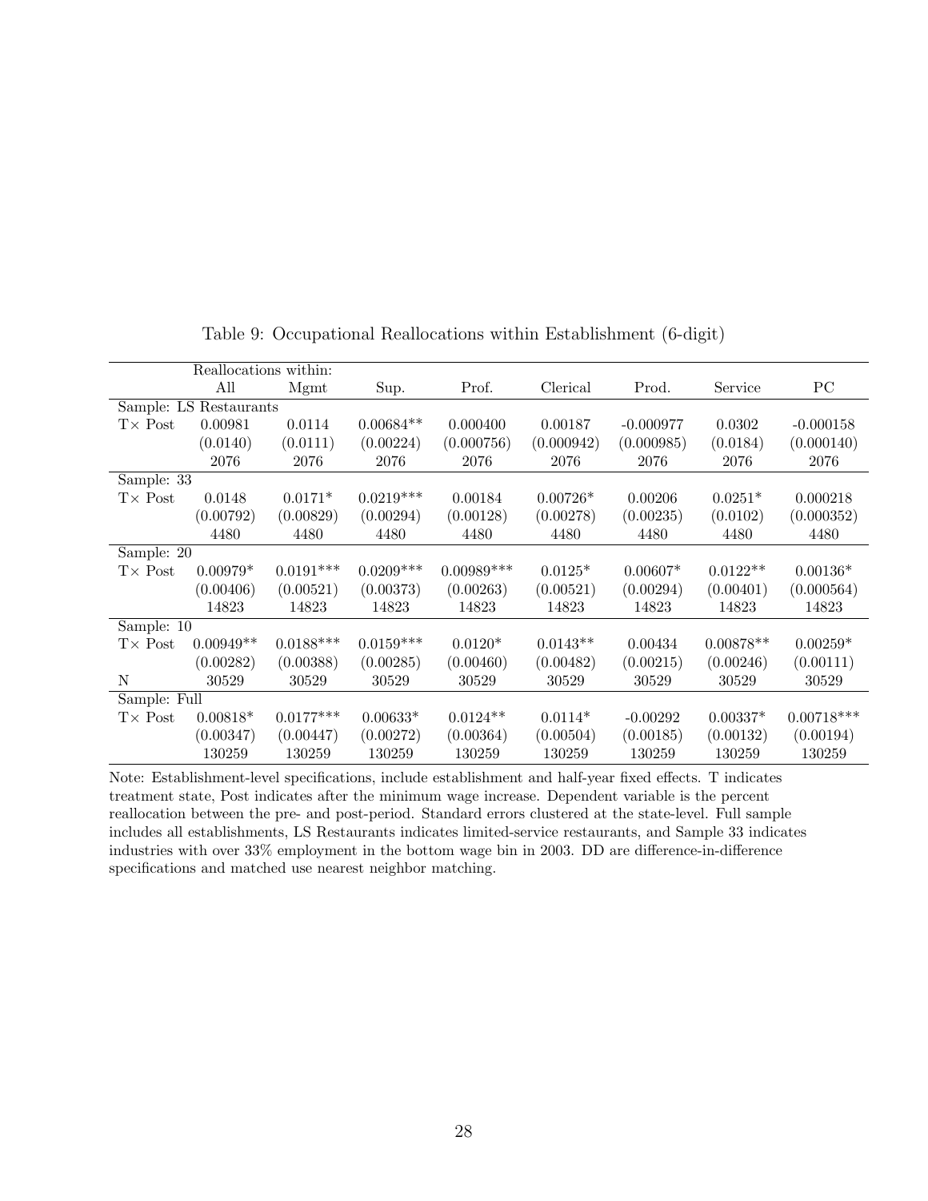Table 9: Occupational Reallocations within Establishment (6-digit)

| | Reallocations within: | | | | | | | |
|---|---|---|---|---|---|---|---|---|
| | All | Mgmt | Sup. | Prof. | Clerical | Prod. | Service | PC |
| Sample: LS Restaurants | | | | | | | | |
| T× Post | 0.00981 | 0.0114 | 0.00684** | 0.000400 | 0.00187 | -0.000977 | 0.0302 | -0.000158 |
| | (0.0140) | (0.0111) | (0.00224) | (0.000756) | (0.000942) | (0.000985) | (0.0184) | (0.000140) |
| | 2076 | 2076 | 2076 | 2076 | 2076 | 2076 | 2076 | 2076 |
| Sample: 33 | | | | | | | | |
| T× Post | 0.0148 | 0.0171* | 0.0219*** | 0.00184 | 0.00726* | 0.00206 | 0.0251* | 0.000218 |
| | (0.00792) | (0.00829) | (0.00294) | (0.00128) | (0.00278) | (0.00235) | (0.0102) | (0.000352) |
| | 4480 | 4480 | 4480 | 4480 | 4480 | 4480 | 4480 | 4480 |
| Sample: 20 | | | | | | | | |
| T× Post | 0.00979* | 0.0191*** | 0.0209*** | 0.00989*** | 0.0125* | 0.00607* | 0.0122** | 0.00136* |
| | (0.00406) | (0.00521) | (0.00373) | (0.00263) | (0.00521) | (0.00294) | (0.00401) | (0.000564) |
| | 14823 | 14823 | 14823 | 14823 | 14823 | 14823 | 14823 | 14823 |
| Sample: 10 | | | | | | | | |
| T× Post | 0.00949** | 0.0188*** | 0.0159*** | 0.0120* | 0.0143** | 0.00434 | 0.00878** | 0.00259* |
| | (0.00282) | (0.00388) | (0.00285) | (0.00460) | (0.00482) | (0.00215) | (0.00246) | (0.00111) |
| N | 30529 | 30529 | 30529 | 30529 | 30529 | 30529 | 30529 | 30529 |
| Sample: Full | | | | | | | | |
| T× Post | 0.00818* | 0.0177*** | 0.00633* | 0.0124** | 0.0114* | -0.00292 | 0.00337* | 0.00718*** |
| | (0.00347) | (0.00447) | (0.00272) | (0.00364) | (0.00504) | (0.00185) | (0.00132) | (0.00194) |
| | 130259 | 130259 | 130259 | 130259 | 130259 | 130259 | 130259 | 130259 |

Note: Establishment-level specifications, include establishment and half-year fixed effects. T indicates treatment state, Post indicates after the minimum wage increase. Dependent variable is the percent reallocation between the pre- and post-period. Standard errors clustered at the state-level. Full sample includes all establishments, LS Restaurants indicates limited-service restaurants, and Sample 33 indicates industries with over 33% employment in the bottom wage bin in 2003. DD are difference-in-difference specifications and matched use nearest neighbor matching.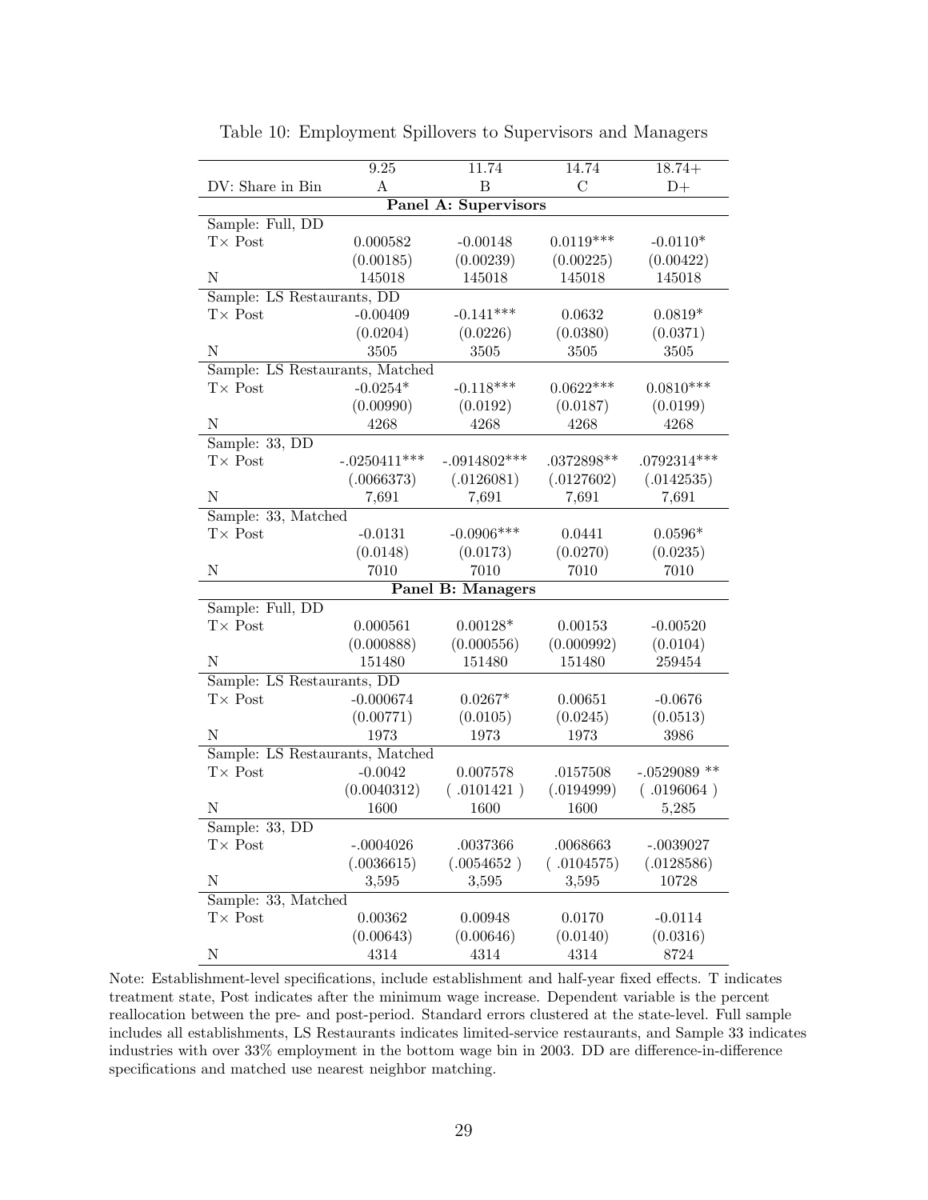Table 10: Employment Spillovers to Supervisors and Managers

| | 9.25 | 11.74 | 14.74 | 18.74+ |
|---|---|---|---|---|
| DV: Share in Bin | A | B | C | D+ |
| **Panel A: Supervisors** | | | | |
| Sample: Full, DD | | | | |
| T× Post | 0.000582 | -0.00148 | 0.0119*** | -0.0110* |
| | (0.00185) | (0.00239) | (0.00225) | (0.00422) |
| N | 145018 | 145018 | 145018 | 145018 |
| Sample: LS Restaurants, DD | | | | |
| T× Post | -0.00409 | -0.141*** | 0.0632 | 0.0819* |
| | (0.0204) | (0.0226) | (0.0380) | (0.0371) |
| N | 3505 | 3505 | 3505 | 3505 |
| Sample: LS Restaurants, Matched | | | | |
| T× Post | -0.0254* | -0.118*** | 0.0622*** | 0.0810*** |
| | (0.00990) | (0.0192) | (0.0187) | (0.0199) |
| N | 4268 | 4268 | 4268 | 4268 |
| Sample: 33, DD | | | | |
| T× Post | -.0250411*** | -.0914802*** | .0372898** | .0792314*** |
| | (.0066373) | (.0126081) | (.0127602) | (.0142535) |
| N | 7,691 | 7,691 | 7,691 | 7,691 |
| Sample: 33, Matched | | | | |
| T× Post | -0.0131 | -0.0906*** | 0.0441 | 0.0596* |
| | (0.0148) | (0.0173) | (0.0270) | (0.0235) |
| N | 7010 | 7010 | 7010 | 7010 |
| **Panel B: Managers** | | | | |
| Sample: Full, DD | | | | |
| T× Post | 0.000561 | 0.00128* | 0.00153 | -0.00520 |
| | (0.000888) | (0.000556) | (0.000992) | (0.0104) |
| N | 151480 | 151480 | 151480 | 259454 |
| Sample: LS Restaurants, DD | | | | |
| T× Post | -0.000674 | 0.0267* | 0.00651 | -0.0676 |
| | (0.00771) | (0.0105) | (0.0245) | (0.0513) |
| N | 1973 | 1973 | 1973 | 3986 |
| Sample: LS Restaurants, Matched | | | | |
| T× Post | -0.0042 | 0.007578 | .0157508 | -.0529089 ** |
| | (0.0040312) | ( .0101421 ) | (.0194999) | ( .0196064 ) |
| N | 1600 | 1600 | 1600 | 5,285 |
| Sample: 33, DD | | | | |
| T× Post | -.0004026 | .0037366 | .0068663 | -.0039027 |
| | (.0036615) | (.0054652 ) | ( .0104575) | (.0128586) |
| N | 3,595 | 3,595 | 3,595 | 10728 |
| Sample: 33, Matched | | | | |
| T× Post | 0.00362 | 0.00948 | 0.0170 | -0.0114 |
| | (0.00643) | (0.00646) | (0.0140) | (0.0316) |
| N | 4314 | 4314 | 4314 | 8724 |

Note: Establishment-level specifications, include establishment and half-year fixed effects. T indicates treatment state, Post indicates after the minimum wage increase. Dependent variable is the percent reallocation between the pre- and post-period. Standard errors clustered at the state-level. Full sample includes all establishments, LS Restaurants indicates limited-service restaurants, and Sample 33 indicates industries with over 33% employment in the bottom wage bin in 2003. DD are difference-in-difference specifications and matched use nearest neighbor matching.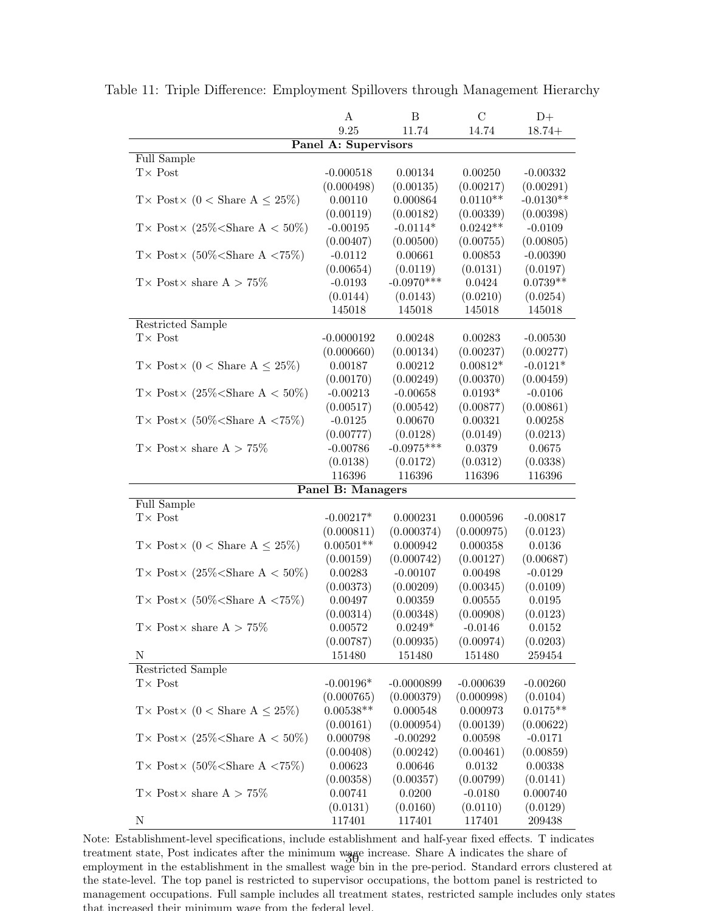Table 11: Triple Difference: Employment Spillovers through Management Hierarchy

| | A | B | C | D+ |
|---|---|---|---|---|
| | 9.25 | 11.74 | 14.74 | 18.74+ |
| **Panel A: Supervisors** | | | | |
| Full Sample | | | | |
| T× Post | -0.000518 | 0.00134 | 0.00250 | -0.00332 |
| | (0.000498) | (0.00135) | (0.00217) | (0.00291) |
| T× Post× (0 < Share A ≤ 25%) | 0.00110 | 0.000864 | 0.0110** | -0.0130** |
| | (0.00119) | (0.00182) | (0.00339) | (0.00398) |
| T× Post× (25%<Share A < 50%) | -0.00195 | -0.0114* | 0.0242** | -0.0109 |
| | (0.00407) | (0.00500) | (0.00755) | (0.00805) |
| T× Post× (50%<Share A <75%) | -0.0112 | 0.00661 | 0.00853 | -0.00390 |
| | (0.00654) | (0.0119) | (0.0131) | (0.0197) |
| T× Post× share A > 75% | -0.0193 | -0.0970*** | 0.0424 | 0.0739** |
| | (0.0144) | (0.0143) | (0.0210) | (0.0254) |
| | 145018 | 145018 | 145018 | 145018 |
| Restricted Sample | | | | |
| T× Post | -0.0000192 | 0.00248 | 0.00283 | -0.00530 |
| | (0.000660) | (0.00134) | (0.00237) | (0.00277) |
| T× Post× (0 < Share A ≤ 25%) | 0.00187 | 0.00212 | 0.00812* | -0.0121* |
| | (0.00170) | (0.00249) | (0.00370) | (0.00459) |
| T× Post× (25%<Share A < 50%) | -0.00213 | -0.00658 | 0.0193* | -0.0106 |
| | (0.00517) | (0.00542) | (0.00877) | (0.00861) |
| T× Post× (50%<Share A <75%) | -0.0125 | 0.00670 | 0.00321 | 0.00258 |
| | (0.00777) | (0.0128) | (0.0149) | (0.0213) |
| T× Post× share A > 75% | -0.00786 | -0.0975*** | 0.0379 | 0.0675 |
| | (0.0138) | (0.0172) | (0.0312) | (0.0338) |
| | 116396 | 116396 | 116396 | 116396 |
| **Panel B: Managers** | | | | |
| Full Sample | | | | |
| T× Post | -0.00217* | 0.000231 | 0.000596 | -0.00817 |
| | (0.000811) | (0.000374) | (0.000975) | (0.0123) |
| T× Post× (0 < Share A ≤ 25%) | 0.00501** | 0.000942 | 0.000358 | 0.0136 |
| | (0.00159) | (0.000742) | (0.00127) | (0.00687) |
| T× Post× (25%<Share A < 50%) | 0.00283 | -0.00107 | 0.00498 | -0.0129 |
| | (0.00373) | (0.00209) | (0.00345) | (0.0109) |
| T× Post× (50%<Share A <75%) | 0.00497 | 0.00359 | 0.00555 | 0.0195 |
| | (0.00314) | (0.00348) | (0.00908) | (0.0123) |
| T× Post× share A > 75% | 0.00572 | 0.0249* | -0.0146 | 0.0152 |
| | (0.00787) | (0.00935) | (0.00974) | (0.0203) |
| N | 151480 | 151480 | 151480 | 259454 |
| Restricted Sample | | | | |
| T× Post | -0.00196* | -0.0000899 | -0.000639 | -0.00260 |
| | (0.000765) | (0.000379) | (0.000998) | (0.0104) |
| T× Post× (0 < Share A ≤ 25%) | 0.00538** | 0.000548 | 0.000973 | 0.0175** |
| | (0.00161) | (0.000954) | (0.00139) | (0.00622) |
| T× Post× (25%<Share A < 50%) | 0.000798 | -0.00292 | 0.00598 | -0.0171 |
| | (0.00408) | (0.00242) | (0.00461) | (0.00859) |
| T× Post× (50%<Share A <75%) | 0.00623 | 0.00646 | 0.0132 | 0.00338 |
| | (0.00358) | (0.00357) | (0.00799) | (0.0141) |
| T× Post× share A > 75% | 0.00741 | 0.0200 | -0.0180 | 0.000740 |
| | (0.0131) | (0.0160) | (0.0110) | (0.0129) |
| N | 117401 | 117401 | 117401 | 209438 |

Note: Establishment-level specifications, include establishment and half-year fixed effects. T indicates treatment state, Post indicates after the minimum wage increase. Share A indicates the share of employment in the establishment in the smallest wage bin in the pre-period. Standard errors clustered at the state-level. The top panel is restricted to supervisor occupations, the bottom panel is restricted to management occupations. Full sample includes all treatment states, restricted sample includes only states that increased their minimum wage from the federal level.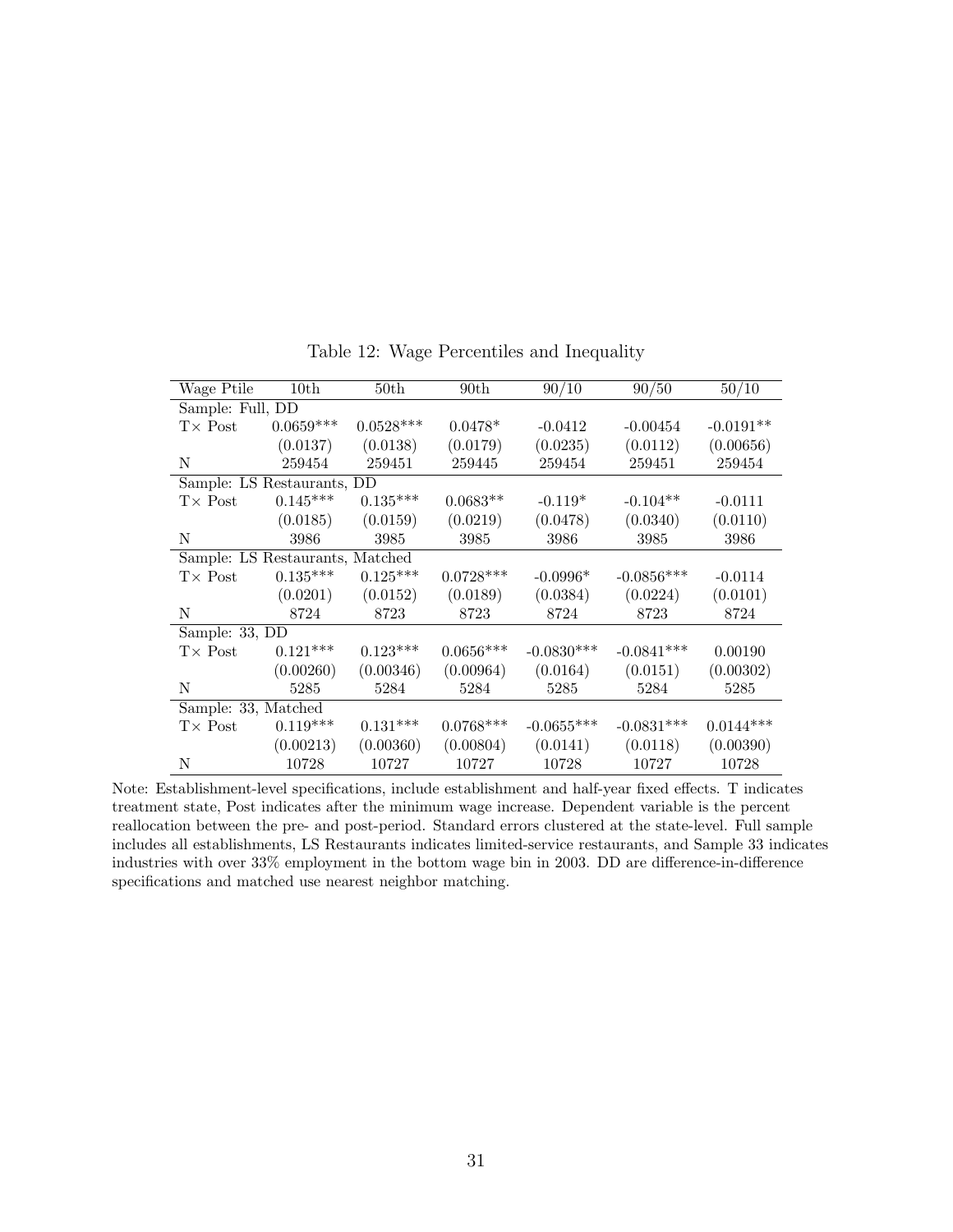Table 12: Wage Percentiles and Inequality

| Wage Ptile | 10th | 50th | 90th | 90/10 | 90/50 | 50/10 |
|---|---|---|---|---|---|---|
| Sample: Full, DD | | | | | | |
| T× Post | 0.0659*** | 0.0528*** | 0.0478* | -0.0412 | -0.00454 | -0.0191** |
| | (0.0137) | (0.0138) | (0.0179) | (0.0235) | (0.0112) | (0.00656) |
| N | 259454 | 259451 | 259445 | 259454 | 259451 | 259454 |
| Sample: LS Restaurants, DD | | | | | | |
| T× Post | 0.145*** | 0.135*** | 0.0683** | -0.119* | -0.104** | -0.0111 |
| | (0.0185) | (0.0159) | (0.0219) | (0.0478) | (0.0340) | (0.0110) |
| N | 3986 | 3985 | 3985 | 3986 | 3985 | 3986 |
| Sample: LS Restaurants, Matched | | | | | | |
| T× Post | 0.135*** | 0.125*** | 0.0728*** | -0.0996* | -0.0856*** | -0.0114 |
| | (0.0201) | (0.0152) | (0.0189) | (0.0384) | (0.0224) | (0.0101) |
| N | 8724 | 8723 | 8723 | 8724 | 8723 | 8724 |
| Sample: 33, DD | | | | | | |
| T× Post | 0.121*** | 0.123*** | 0.0656*** | -0.0830*** | -0.0841*** | 0.00190 |
| | (0.00260) | (0.00346) | (0.00964) | (0.0164) | (0.0151) | (0.00302) |
| N | 5285 | 5284 | 5284 | 5285 | 5284 | 5285 |
| Sample: 33, Matched | | | | | | |
| T× Post | 0.119*** | 0.131*** | 0.0768*** | -0.0655*** | -0.0831*** | 0.0144*** |
| | (0.00213) | (0.00360) | (0.00804) | (0.0141) | (0.0118) | (0.00390) |
| N | 10728 | 10727 | 10727 | 10728 | 10727 | 10728 |

Note: Establishment-level specifications, include establishment and half-year fixed effects. T indicates treatment state, Post indicates after the minimum wage increase. Dependent variable is the percent reallocation between the pre- and post-period. Standard errors clustered at the state-level. Full sample includes all establishments, LS Restaurants indicates limited-service restaurants, and Sample 33 indicates industries with over 33% employment in the bottom wage bin in 2003. DD are difference-in-difference specifications and matched use nearest neighbor matching.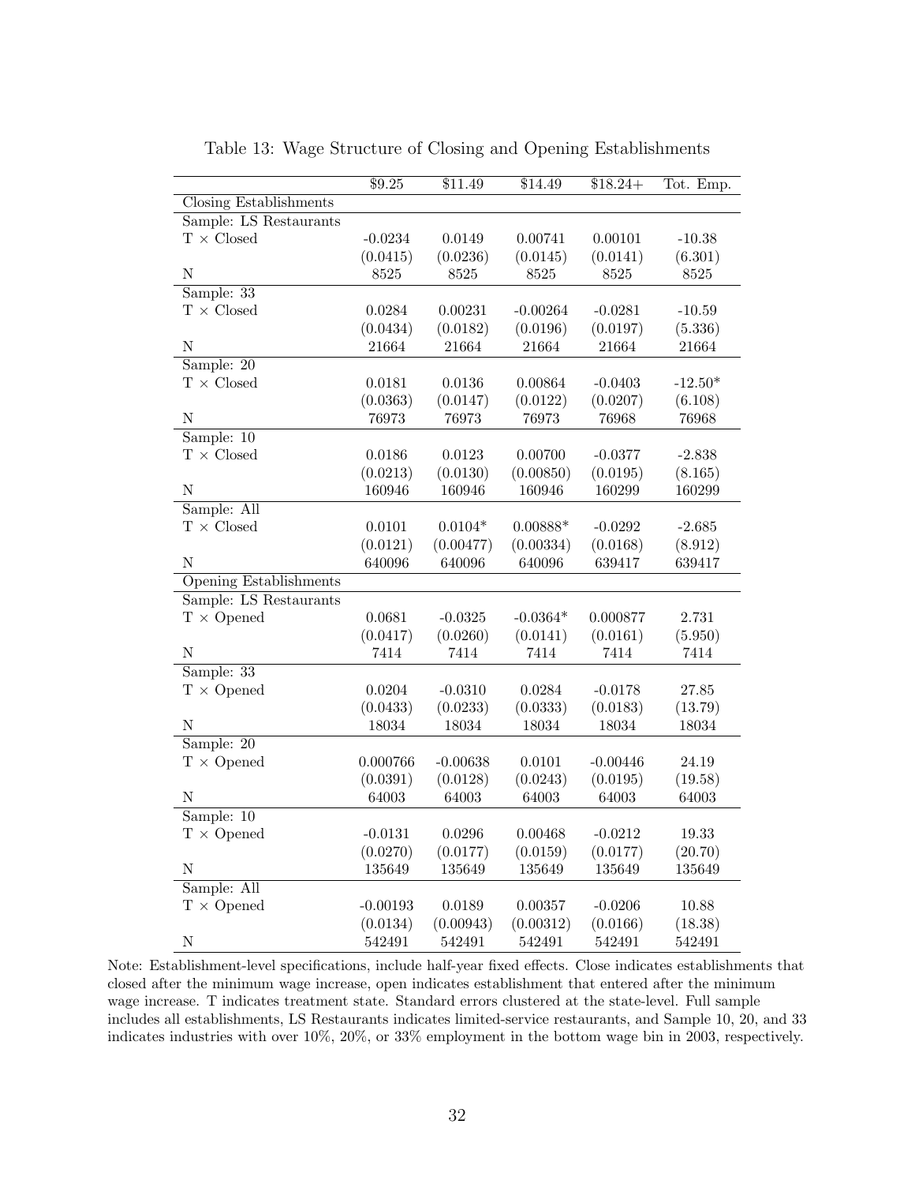Table 13: Wage Structure of Closing and Opening Establishments

| | \$9.25 | \$11.49 | \$14.49 | \$18.24+ | Tot. Emp. |
|---|---|---|---|---|---|
| Closing Establishments | | | | | |
| Sample: LS Restaurants | | | | | |
| T × Closed | -0.0234 | 0.0149 | 0.00741 | 0.00101 | -10.38 |
| | (0.0415) | (0.0236) | (0.0145) | (0.0141) | (6.301) |
| N | 8525 | 8525 | 8525 | 8525 | 8525 |
| Sample: 33 | | | | | |
| T × Closed | 0.0284 | 0.00231 | -0.00264 | -0.0281 | -10.59 |
| | (0.0434) | (0.0182) | (0.0196) | (0.0197) | (5.336) |
| N | 21664 | 21664 | 21664 | 21664 | 21664 |
| Sample: 20 | | | | | |
| T × Closed | 0.0181 | 0.0136 | 0.00864 | -0.0403 | -12.50* |
| | (0.0363) | (0.0147) | (0.0122) | (0.0207) | (6.108) |
| N | 76973 | 76973 | 76973 | 76968 | 76968 |
| Sample: 10 | | | | | |
| T × Closed | 0.0186 | 0.0123 | 0.00700 | -0.0377 | -2.838 |
| | (0.0213) | (0.0130) | (0.00850) | (0.0195) | (8.165) |
| N | 160946 | 160946 | 160946 | 160299 | 160299 |
| Sample: All | | | | | |
| T × Closed | 0.0101 | 0.0104* | 0.00888* | -0.0292 | -2.685 |
| | (0.0121) | (0.00477) | (0.00334) | (0.0168) | (8.912) |
| N | 640096 | 640096 | 640096 | 639417 | 639417 |
| Opening Establishments | | | | | |
| Sample: LS Restaurants | | | | | |
| T × Opened | 0.0681 | -0.0325 | -0.0364* | 0.000877 | 2.731 |
| | (0.0417) | (0.0260) | (0.0141) | (0.0161) | (5.950) |
| N | 7414 | 7414 | 7414 | 7414 | 7414 |
| Sample: 33 | | | | | |
| T × Opened | 0.0204 | -0.0310 | 0.0284 | -0.0178 | 27.85 |
| | (0.0433) | (0.0233) | (0.0333) | (0.0183) | (13.79) |
| N | 18034 | 18034 | 18034 | 18034 | 18034 |
| Sample: 20 | | | | | |
| T × Opened | 0.000766 | -0.00638 | 0.0101 | -0.00446 | 24.19 |
| | (0.0391) | (0.0128) | (0.0243) | (0.0195) | (19.58) |
| N | 64003 | 64003 | 64003 | 64003 | 64003 |
| Sample: 10 | | | | | |
| T × Opened | -0.0131 | 0.0296 | 0.00468 | -0.0212 | 19.33 |
| | (0.0270) | (0.0177) | (0.0159) | (0.0177) | (20.70) |
| N | 135649 | 135649 | 135649 | 135649 | 135649 |
| Sample: All | | | | | |
| T × Opened | -0.00193 | 0.0189 | 0.00357 | -0.0206 | 10.88 |
| | (0.0134) | (0.00943) | (0.00312) | (0.0166) | (18.38) |
| N | 542491 | 542491 | 542491 | 542491 | 542491 |

Note: Establishment-level specifications, include half-year fixed effects. Close indicates establishments that closed after the minimum wage increase, open indicates establishment that entered after the minimum wage increase. T indicates treatment state. Standard errors clustered at the state-level. Full sample includes all establishments, LS Restaurants indicates limited-service restaurants, and Sample 10, 20, and 33 indicates industries with over 10%, 20%, or 33% employment in the bottom wage bin in 2003, respectively.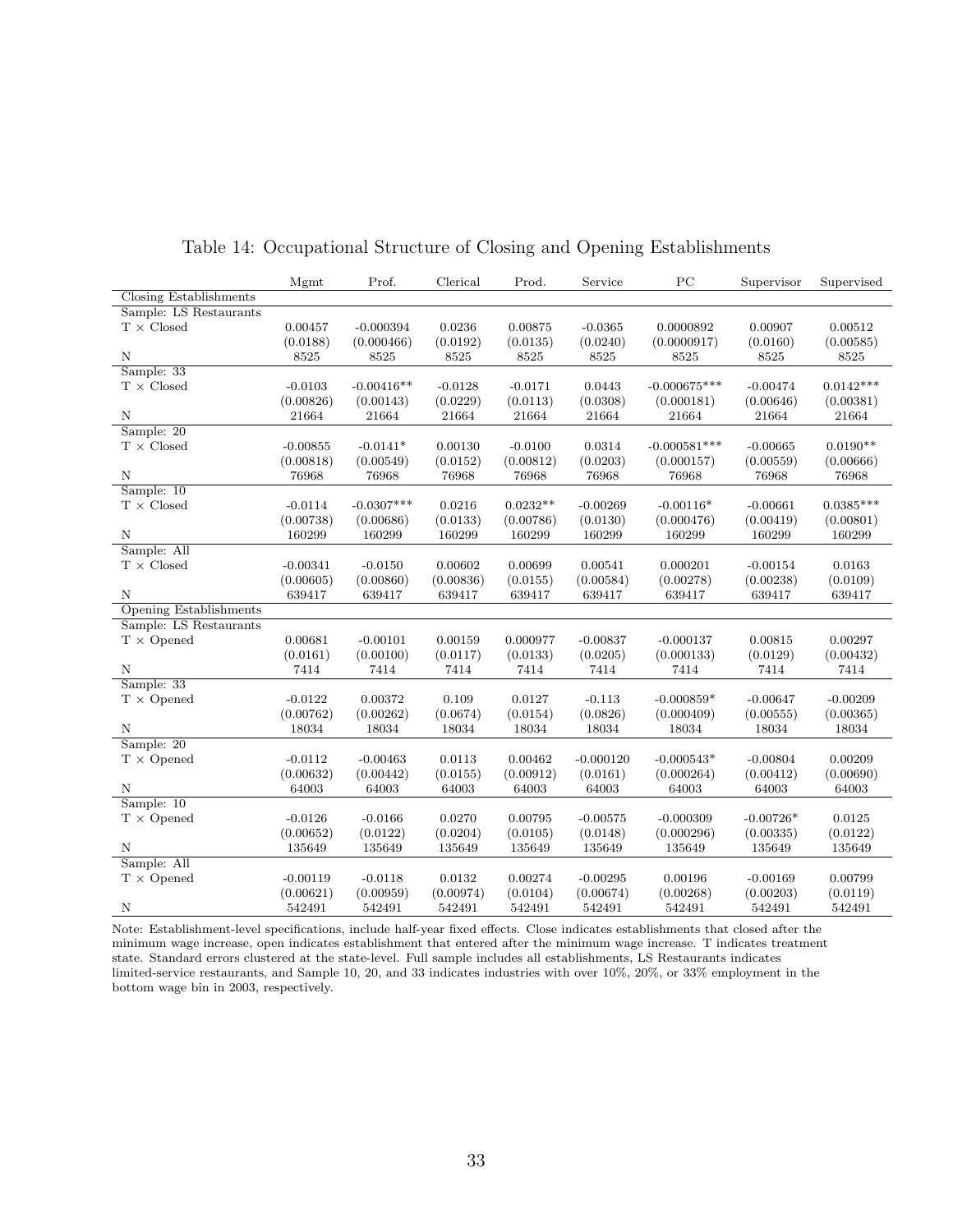Table 14: Occupational Structure of Closing and Opening Establishments

| | Mgmt | Prof. | Clerical | Prod. | Service | PC | Supervisor | Supervised |
|---|---|---|---|---|---|---|---|---|
| Closing Establishments | | | | | | | | |
| Sample: LS Restaurants | | | | | | | | |
| T × Closed | 0.00457 | -0.000394 | 0.0236 | 0.00875 | -0.0365 | 0.0000892 | 0.00907 | 0.00512 |
| | (0.0188) | (0.000466) | (0.0192) | (0.0135) | (0.0240) | (0.0000917) | (0.0160) | (0.00585) |
| N | 8525 | 8525 | 8525 | 8525 | 8525 | 8525 | 8525 | 8525 |
| Sample: 33 | | | | | | | | |
| T × Closed | -0.0103 | -0.00416** | -0.0128 | -0.0171 | 0.0443 | -0.000675*** | -0.00474 | 0.0142*** |
| | (0.00826) | (0.00143) | (0.0229) | (0.0113) | (0.0308) | (0.000181) | (0.00646) | (0.00381) |
| N | 21664 | 21664 | 21664 | 21664 | 21664 | 21664 | 21664 | 21664 |
| Sample: 20 | | | | | | | | |
| T × Closed | -0.00855 | -0.0141* | 0.00130 | -0.0100 | 0.0314 | -0.000581*** | -0.00665 | 0.0190** |
| | (0.00818) | (0.00549) | (0.0152) | (0.00812) | (0.0203) | (0.000157) | (0.00559) | (0.00666) |
| N | 76968 | 76968 | 76968 | 76968 | 76968 | 76968 | 76968 | 76968 |
| Sample: 10 | | | | | | | | |
| T × Closed | -0.0114 | -0.0307*** | 0.0216 | 0.0232** | -0.00269 | -0.00116* | -0.00661 | 0.0385*** |
| | (0.00738) | (0.00686) | (0.0133) | (0.00786) | (0.0130) | (0.000476) | (0.00419) | (0.00801) |
| N | 160299 | 160299 | 160299 | 160299 | 160299 | 160299 | 160299 | 160299 |
| Sample: All | | | | | | | | |
| T × Closed | -0.00341 | -0.0150 | 0.00602 | 0.00699 | 0.00541 | 0.000201 | -0.00154 | 0.0163 |
| | (0.00605) | (0.00860) | (0.00836) | (0.0155) | (0.00584) | (0.00278) | (0.00238) | (0.0109) |
| N | 639417 | 639417 | 639417 | 639417 | 639417 | 639417 | 639417 | 639417 |
| Opening Establishments | | | | | | | | |
| Sample: LS Restaurants | | | | | | | | |
| T × Opened | 0.00681 | -0.00101 | 0.00159 | 0.000977 | -0.00837 | -0.000137 | 0.00815 | 0.00297 |
| | (0.0161) | (0.00100) | (0.0117) | (0.0133) | (0.0205) | (0.000133) | (0.0129) | (0.00432) |
| N | 7414 | 7414 | 7414 | 7414 | 7414 | 7414 | 7414 | 7414 |
| Sample: 33 | | | | | | | | |
| T × Opened | -0.0122 | 0.00372 | 0.109 | 0.0127 | -0.113 | -0.000859* | -0.00647 | -0.00209 |
| | (0.00762) | (0.00262) | (0.0674) | (0.0154) | (0.0826) | (0.000409) | (0.00555) | (0.00365) |
| N | 18034 | 18034 | 18034 | 18034 | 18034 | 18034 | 18034 | 18034 |
| Sample: 20 | | | | | | | | |
| T × Opened | -0.0112 | -0.00463 | 0.0113 | 0.00462 | -0.000120 | -0.000543* | -0.00804 | 0.00209 |
| | (0.00632) | (0.00442) | (0.0155) | (0.00912) | (0.0161) | (0.000264) | (0.00412) | (0.00690) |
| N | 64003 | 64003 | 64003 | 64003 | 64003 | 64003 | 64003 | 64003 |
| Sample: 10 | | | | | | | | |
| T × Opened | -0.0126 | -0.0166 | 0.0270 | 0.00795 | -0.00575 | -0.000309 | -0.00726* | 0.0125 |
| | (0.00652) | (0.0122) | (0.0204) | (0.0105) | (0.0148) | (0.000296) | (0.00335) | (0.0122) |
| N | 135649 | 135649 | 135649 | 135649 | 135649 | 135649 | 135649 | 135649 |
| Sample: All | | | | | | | | |
| T × Opened | -0.00119 | -0.0118 | 0.0132 | 0.00274 | -0.00295 | 0.00196 | -0.00169 | 0.00799 |
| | (0.00621) | (0.00959) | (0.00974) | (0.0104) | (0.00674) | (0.00268) | (0.00203) | (0.0119) |
| N | 542491 | 542491 | 542491 | 542491 | 542491 | 542491 | 542491 | 542491 |

Note: Establishment-level specifications, include half-year fixed effects. Close indicates establishments that closed after the minimum wage increase, open indicates establishment that entered after the minimum wage increase. T indicates treatment state. Standard errors clustered at the state-level. Full sample includes all establishments, LS Restaurants indicates limited-service restaurants, and Sample 10, 20, and 33 indicates industries with over 10%, 20%, or 33% employment in the bottom wage bin in 2003, respectively.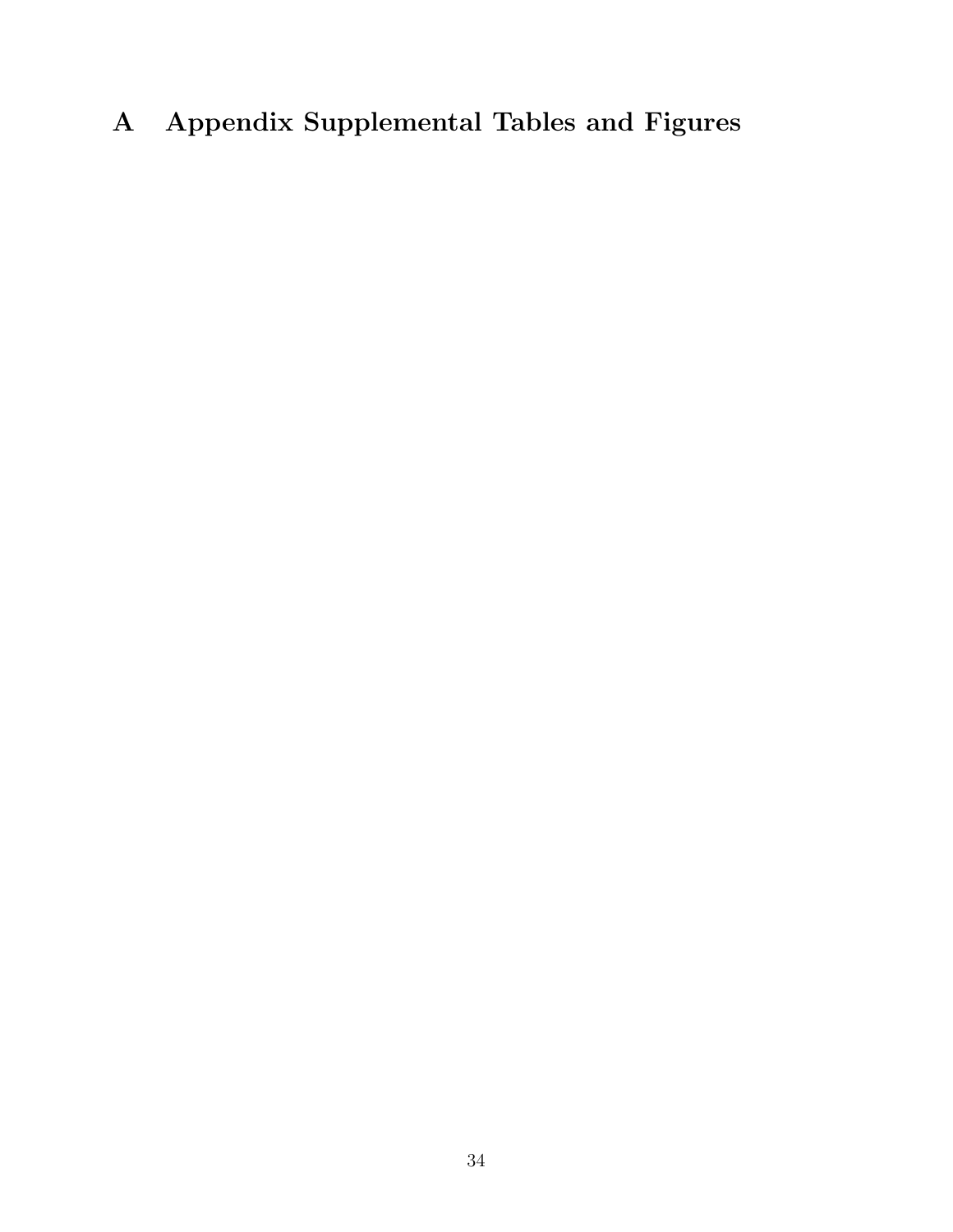# A Appendix Supplemental Tables and Figures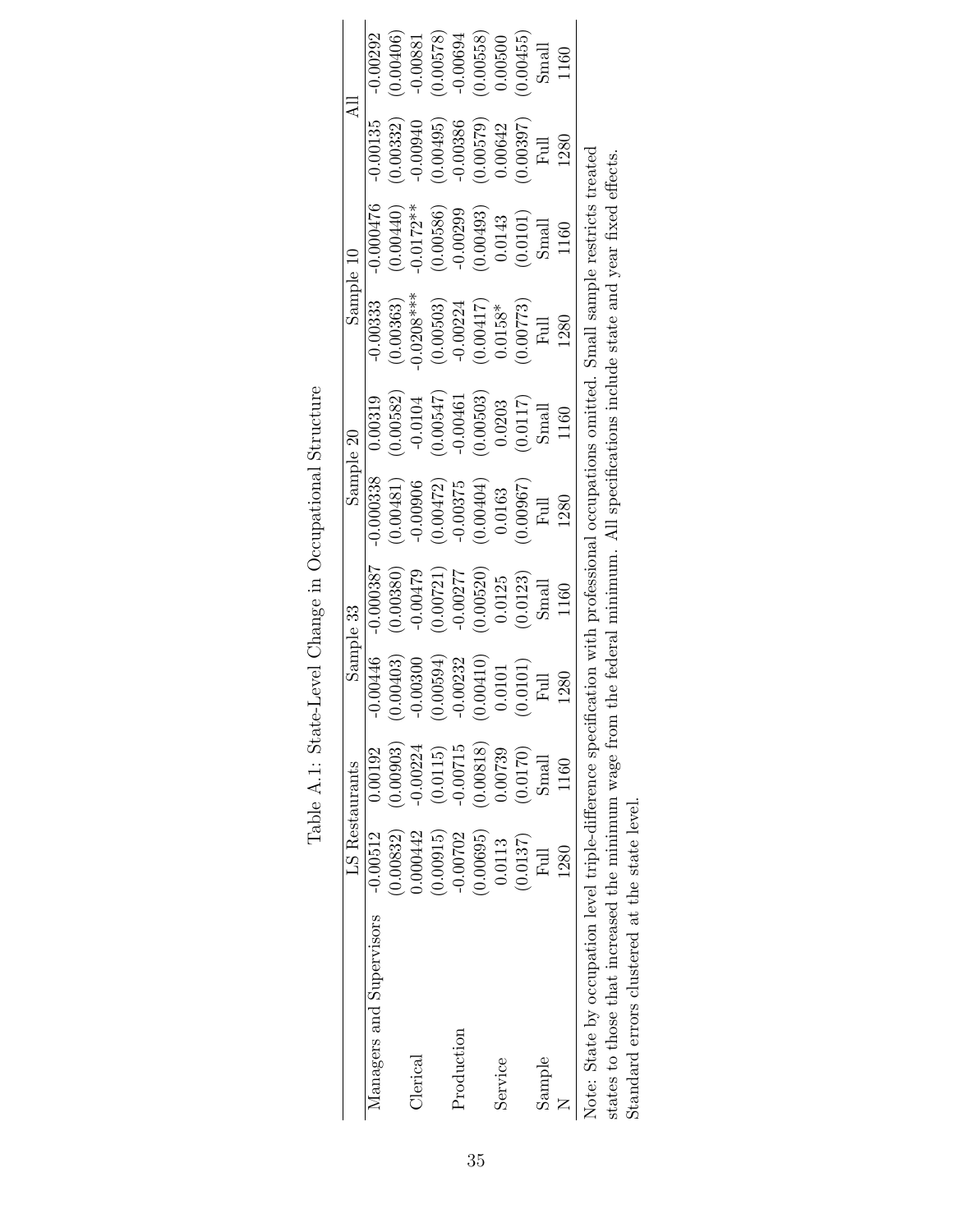Table A.1: State-Level Change in Occupational Structure

| | LS Restaurants | | Sample 33 | | Sample 20 | | Sample 10 | | All | |
|---|---|---|---|---|---|---|---|---|---|---|
| Managers and Supervisors | -0.00512 | 0.00192 | -0.00446 | -0.000387 | -0.000338 | 0.00319 | -0.00333 | -0.000476 | -0.00135 | -0.00292 |
| | (0.00832) | (0.00903) | (0.00403) | (0.00380) | (0.00481) | (0.00582) | (0.00363) | (0.00440) | (0.00332) | (0.00406) |
| Clerical | 0.000442 | -0.00224 | -0.00300 | -0.00479 | -0.00906 | -0.0104 | -0.0208*** | -0.0172** | -0.00940 | -0.00881 |
| | (0.00915) | (0.0115) | (0.00594) | (0.00721) | (0.00472) | (0.00547) | (0.00503) | (0.00586) | (0.00495) | (0.00578) |
| Production | -0.00702 | -0.00715 | -0.00232 | -0.00277 | -0.00375 | -0.00461 | -0.00224 | -0.00299 | -0.00386 | -0.00694 |
| | (0.00695) | (0.00818) | (0.00410) | (0.00520) | (0.00404) | (0.00503) | (0.00417) | (0.00493) | (0.00579) | (0.00558) |
| Service | 0.0113 | 0.00739 | 0.0101 | 0.0125 | 0.0163 | 0.0203 | 0.0158* | 0.0143 | 0.00642 | 0.00500 |
| | (0.0137) | (0.0170) | (0.0101) | (0.0123) | (0.00967) | (0.0117) | (0.00773) | (0.0101) | (0.00397) | (0.00455) |
| Sample | Full | Small | Full | Small | Full | Small | Full | Small | Full | Small |
| N | 1280 | 1160 | 1280 | 1160 | 1280 | 1160 | 1280 | 1160 | 1280 | 1160 |

Note: State by occupation level triple-difference specification with professional occupations omitted. Small sample restricts treated states to those that increased the minimum wage from the federal minimum. All specifications include state and year fixed effects. Standard errors clustered at the state level.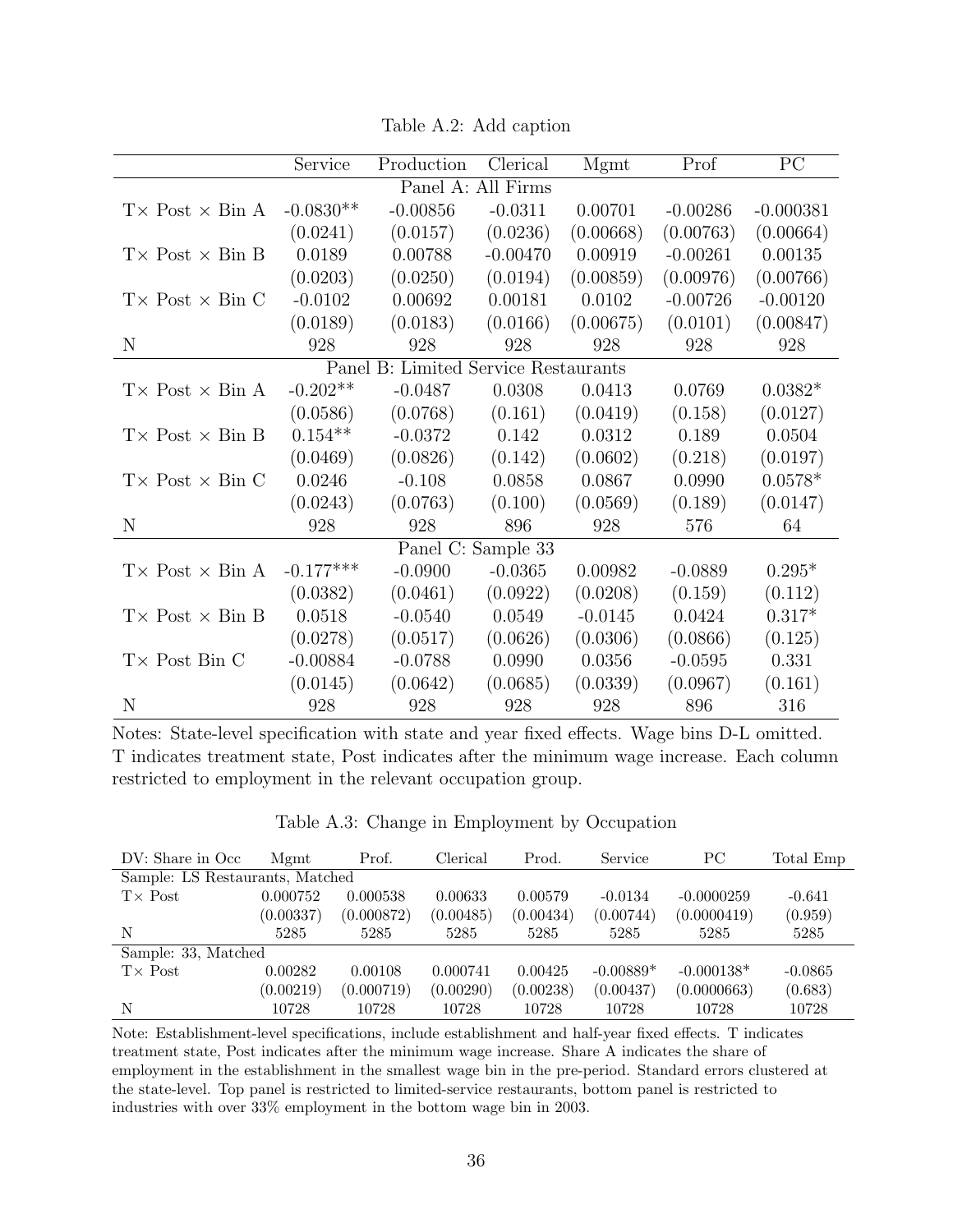Table A.2: Add caption

| | Service | Production | Clerical | Mgmt | Prof | PC |
|---|---|---|---|---|---|---|
| Panel A: All Firms | | | | | | |
| T× Post × Bin A | -0.0830** | -0.00856 | -0.0311 | 0.00701 | -0.00286 | -0.000381 |
| | (0.0241) | (0.0157) | (0.0236) | (0.00668) | (0.00763) | (0.00664) |
| T× Post × Bin B | 0.0189 | 0.00788 | -0.00470 | 0.00919 | -0.00261 | 0.00135 |
| | (0.0203) | (0.0250) | (0.0194) | (0.00859) | (0.00976) | (0.00766) |
| T× Post × Bin C | -0.0102 | 0.00692 | 0.00181 | 0.0102 | -0.00726 | -0.00120 |
| | (0.0189) | (0.0183) | (0.0166) | (0.00675) | (0.0101) | (0.00847) |
| N | 928 | 928 | 928 | 928 | 928 | 928 |
| Panel B: Limited Service Restaurants | | | | | | |
| T× Post × Bin A | -0.202** | -0.0487 | 0.0308 | 0.0413 | 0.0769 | 0.0382* |
| | (0.0586) | (0.0768) | (0.161) | (0.0419) | (0.158) | (0.0127) |
| T× Post × Bin B | 0.154** | -0.0372 | 0.142 | 0.0312 | 0.189 | 0.0504 |
| | (0.0469) | (0.0826) | (0.142) | (0.0602) | (0.218) | (0.0197) |
| T× Post × Bin C | 0.0246 | -0.108 | 0.0858 | 0.0867 | 0.0990 | 0.0578* |
| | (0.0243) | (0.0763) | (0.100) | (0.0569) | (0.189) | (0.0147) |
| N | 928 | 928 | 896 | 928 | 576 | 64 |
| Panel C: Sample 33 | | | | | | |
| T× Post × Bin A | -0.177*** | -0.0900 | -0.0365 | 0.00982 | -0.0889 | 0.295* |
| | (0.0382) | (0.0461) | (0.0922) | (0.0208) | (0.159) | (0.112) |
| T× Post × Bin B | 0.0518 | -0.0540 | 0.0549 | -0.0145 | 0.0424 | 0.317* |
| | (0.0278) | (0.0517) | (0.0626) | (0.0306) | (0.0866) | (0.125) |
| T× Post Bin C | -0.00884 | -0.0788 | 0.0990 | 0.0356 | -0.0595 | 0.331 |
| | (0.0145) | (0.0642) | (0.0685) | (0.0339) | (0.0967) | (0.161) |
| N | 928 | 928 | 928 | 928 | 896 | 316 |

Notes: State-level specification with state and year fixed effects. Wage bins D-L omitted. T indicates treatment state, Post indicates after the minimum wage increase. Each column restricted to employment in the relevant occupation group.

Table A.3: Change in Employment by Occupation

| DV: Share in Occ | Mgmt | Prof. | Clerical | Prod. | Service | PC | Total Emp |
|---|---|---|---|---|---|---|---|
| Sample: LS Restaurants, Matched | | | | | | | |
| T× Post | 0.000752 | 0.000538 | 0.00633 | 0.00579 | -0.0134 | -0.0000259 | -0.641 |
| | (0.00337) | (0.000872) | (0.00485) | (0.00434) | (0.00744) | (0.0000419) | (0.959) |
| N | 5285 | 5285 | 5285 | 5285 | 5285 | 5285 | 5285 |
| Sample: 33, Matched | | | | | | | |
| T× Post | 0.00282 | 0.00108 | 0.000741 | 0.00425 | -0.00889* | -0.000138* | -0.0865 |
| | (0.00219) | (0.000719) | (0.00290) | (0.00238) | (0.00437) | (0.0000663) | (0.683) |
| N | 10728 | 10728 | 10728 | 10728 | 10728 | 10728 | 10728 |

Note: Establishment-level specifications, include establishment and half-year fixed effects. T indicates treatment state, Post indicates after the minimum wage increase. Share A indicates the share of employment in the establishment in the smallest wage bin in the pre-period. Standard errors clustered at the state-level. Top panel is restricted to limited-service restaurants, bottom panel is restricted to industries with over 33% employment in the bottom wage bin in 2003.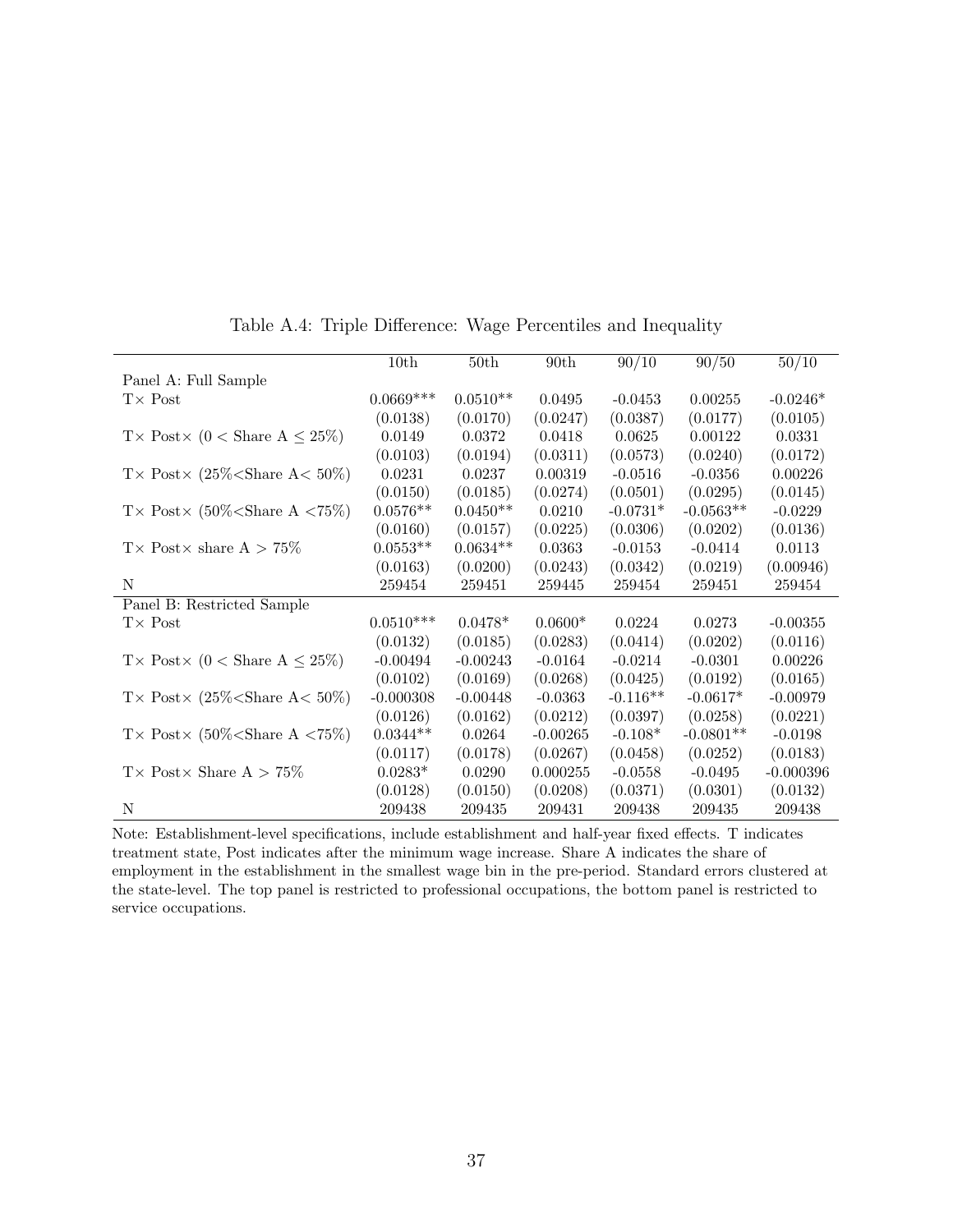Table A.4: Triple Difference: Wage Percentiles and Inequality

| | 10th | 50th | 90th | 90/10 | 90/50 | 50/10 |
|---|---|---|---|---|---|---|
| Panel A: Full Sample | | | | | | |
| T× Post | 0.0669*** | 0.0510** | 0.0495 | -0.0453 | 0.00255 | -0.0246* |
| | (0.0138) | (0.0170) | (0.0247) | (0.0387) | (0.0177) | (0.0105) |
| T× Post× (0 < Share A ≤ 25%) | 0.0149 | 0.0372 | 0.0418 | 0.0625 | 0.00122 | 0.0331 |
| | (0.0103) | (0.0194) | (0.0311) | (0.0573) | (0.0240) | (0.0172) |
| T× Post× (25%<Share A< 50%) | 0.0231 | 0.0237 | 0.00319 | -0.0516 | -0.0356 | 0.00226 |
| | (0.0150) | (0.0185) | (0.0274) | (0.0501) | (0.0295) | (0.0145) |
| T× Post× (50%<Share A <75%) | 0.0576** | 0.0450** | 0.0210 | -0.0731* | -0.0563** | -0.0229 |
| | (0.0160) | (0.0157) | (0.0225) | (0.0306) | (0.0202) | (0.0136) |
| T× Post× share A > 75% | 0.0553** | 0.0634** | 0.0363 | -0.0153 | -0.0414 | 0.0113 |
| | (0.0163) | (0.0200) | (0.0243) | (0.0342) | (0.0219) | (0.00946) |
| N | 259454 | 259451 | 259445 | 259454 | 259451 | 259454 |
| Panel B: Restricted Sample | | | | | | |
| T× Post | 0.0510*** | 0.0478* | 0.0600* | 0.0224 | 0.0273 | -0.00355 |
| | (0.0132) | (0.0185) | (0.0283) | (0.0414) | (0.0202) | (0.0116) |
| T× Post× (0 < Share A ≤ 25%) | -0.00494 | -0.00243 | -0.0164 | -0.0214 | -0.0301 | 0.00226 |
| | (0.0102) | (0.0169) | (0.0268) | (0.0425) | (0.0192) | (0.0165) |
| T× Post× (25%<Share A< 50%) | -0.000308 | -0.00448 | -0.0363 | -0.116** | -0.0617* | -0.00979 |
| | (0.0126) | (0.0162) | (0.0212) | (0.0397) | (0.0258) | (0.0221) |
| T× Post× (50%<Share A <75%) | 0.0344** | 0.0264 | -0.00265 | -0.108* | -0.0801** | -0.0198 |
| | (0.0117) | (0.0178) | (0.0267) | (0.0458) | (0.0252) | (0.0183) |
| T× Post× Share A > 75% | 0.0283* | 0.0290 | 0.000255 | -0.0558 | -0.0495 | -0.000396 |
| | (0.0128) | (0.0150) | (0.0208) | (0.0371) | (0.0301) | (0.0132) |
| N | 209438 | 209435 | 209431 | 209438 | 209435 | 209438 |

Note: Establishment-level specifications, include establishment and half-year fixed effects. T indicates treatment state, Post indicates after the minimum wage increase. Share A indicates the share of employment in the establishment in the smallest wage bin in the pre-period. Standard errors clustered at the state-level. The top panel is restricted to professional occupations, the bottom panel is restricted to service occupations.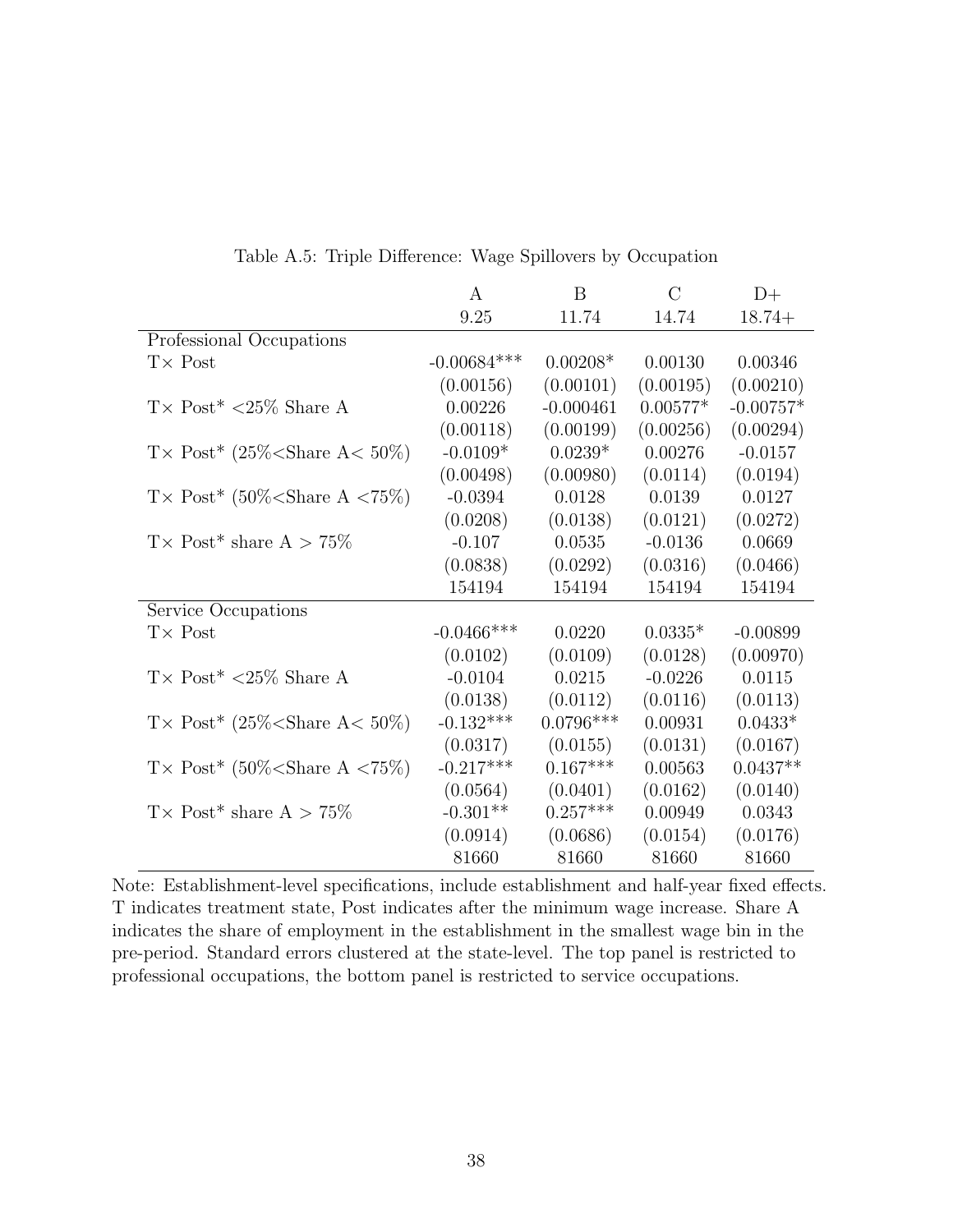Table A.5: Triple Difference: Wage Spillovers by Occupation

| | A | B | C | D+ |
|---|---|---|---|---|
| | 9.25 | 11.74 | 14.74 | 18.74+ |
| Professional Occupations | | | | |
| T× Post | -0.00684*** | 0.00208* | 0.00130 | 0.00346 |
| | (0.00156) | (0.00101) | (0.00195) | (0.00210) |
| T× Post* <25% Share A | 0.00226 | -0.000461 | 0.00577* | -0.00757* |
| | (0.00118) | (0.00199) | (0.00256) | (0.00294) |
| T× Post* (25%<Share A< 50%) | -0.0109* | 0.0239* | 0.00276 | -0.0157 |
| | (0.00498) | (0.00980) | (0.0114) | (0.0194) |
| T× Post* (50%<Share A <75%) | -0.0394 | 0.0128 | 0.0139 | 0.0127 |
| | (0.0208) | (0.0138) | (0.0121) | (0.0272) |
| T× Post* share A > 75% | -0.107 | 0.0535 | -0.0136 | 0.0669 |
| | (0.0838) | (0.0292) | (0.0316) | (0.0466) |
| | 154194 | 154194 | 154194 | 154194 |
| Service Occupations | | | | |
| T× Post | -0.0466*** | 0.0220 | 0.0335* | -0.00899 |
| | (0.0102) | (0.0109) | (0.0128) | (0.00970) |
| T× Post* <25% Share A | -0.0104 | 0.0215 | -0.0226 | 0.0115 |
| | (0.0138) | (0.0112) | (0.0116) | (0.0113) |
| T× Post* (25%<Share A< 50%) | -0.132*** | 0.0796*** | 0.00931 | 0.0433* |
| | (0.0317) | (0.0155) | (0.0131) | (0.0167) |
| T× Post* (50%<Share A <75%) | -0.217*** | 0.167*** | 0.00563 | 0.0437** |
| | (0.0564) | (0.0401) | (0.0162) | (0.0140) |
| T× Post* share A > 75% | -0.301** | 0.257*** | 0.00949 | 0.0343 |
| | (0.0914) | (0.0686) | (0.0154) | (0.0176) |
| | 81660 | 81660 | 81660 | 81660 |

Note: Establishment-level specifications, include establishment and half-year fixed effects. T indicates treatment state, Post indicates after the minimum wage increase. Share A indicates the share of employment in the establishment in the smallest wage bin in the pre-period. Standard errors clustered at the state-level. The top panel is restricted to professional occupations, the bottom panel is restricted to service occupations.